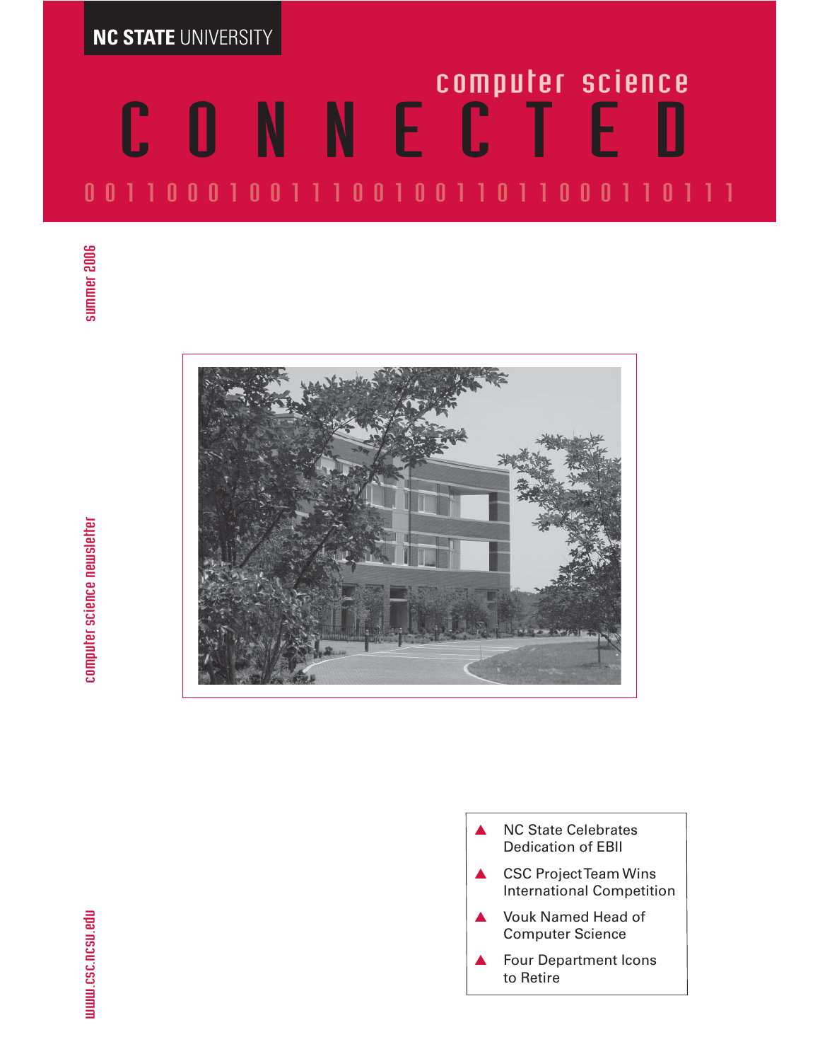NC STATE UNIVERSITY

# computer science CONNECTED

0 0 1 1 0 0 0 1 0 0 1 1 1 0 0 1 0 0 1 1 0 1 1 0 0 0 1 1 0 1 1 1

summer 2006

computer science newsletter

www.csc.ncsu.edu

- NC State Celebrates Dedication of EBII
- CSC Project Team Wins International Competition
- Vouk Named Head of Computer Science
- Four Department Icons to Retire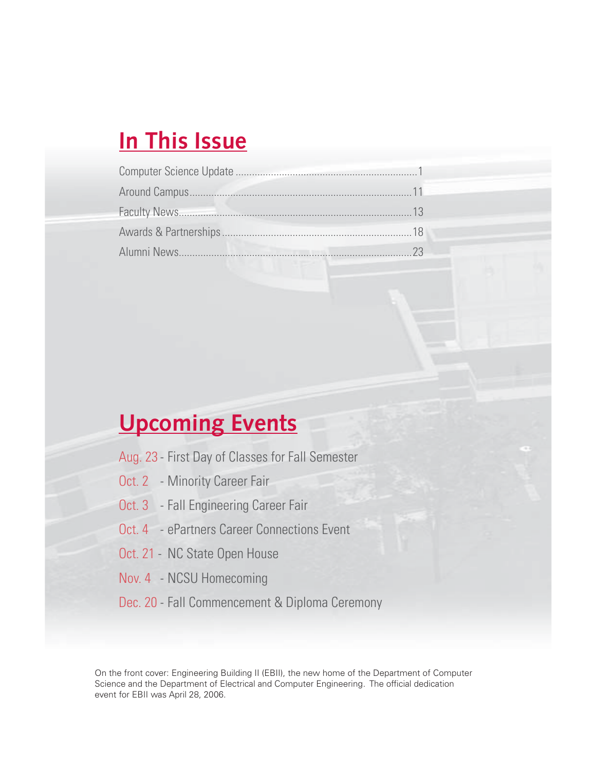## In This Issue

| | |
|---|---|
| Computer Science Update | 1 |
| Around Campus | 11 |
| Faculty News | 13 |
| Awards & Partnerships | 18 |
| Alumni News | 23 |

## Upcoming Events

- Aug. 23 - First Day of Classes for Fall Semester
- Oct. 2 - Minority Career Fair
- Oct. 3 - Fall Engineering Career Fair
- Oct. 4 - ePartners Career Connections Event
- Oct. 21 - NC State Open House
- Nov. 4 - NCSU Homecoming
- Dec. 20 - Fall Commencement & Diploma Ceremony

On the front cover: Engineering Building II (EBII), the new home of the Department of Computer Science and the Department of Electrical and Computer Engineering. The official dedication event for EBII was April 28, 2006.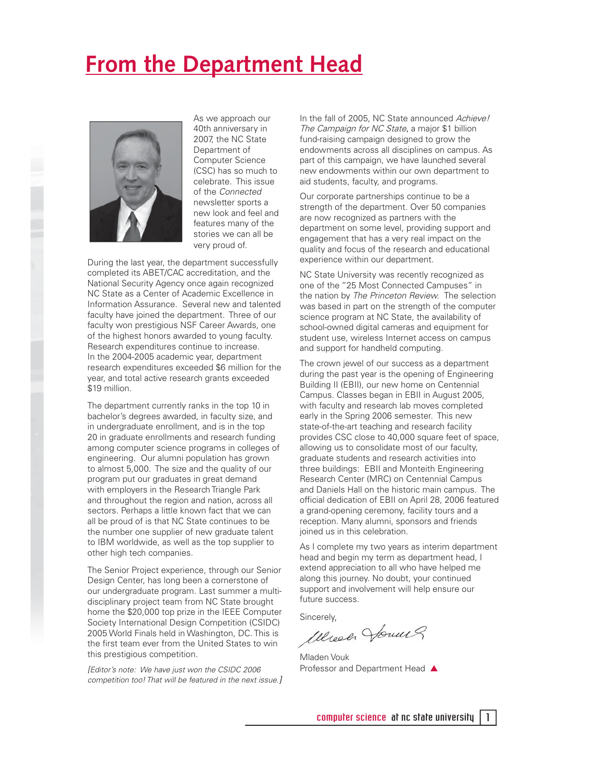# From the Department Head

As we approach our 40th anniversary in 2007, the NC State Department of Computer Science (CSC) has so much to celebrate. This issue of the *Connected* newsletter sports a new look and feel and features many of the stories we can all be very proud of.

During the last year, the department successfully completed its ABET/CAC accreditation, and the National Security Agency once again recognized NC State as a Center of Academic Excellence in Information Assurance. Several new and talented faculty have joined the department. Three of our faculty won prestigious NSF Career Awards, one of the highest honors awarded to young faculty. Research expenditures continue to increase. In the 2004-2005 academic year, department research expenditures exceeded $6 million for the year, and total active research grants exceeded $19 million.

The department currently ranks in the top 10 in bachelor's degrees awarded, in faculty size, and in undergraduate enrollment, and is in the top 20 in graduate enrollments and research funding among computer science programs in colleges of engineering. Our alumni population has grown to almost 5,000. The size and the quality of our program put our graduates in great demand with employers in the Research Triangle Park and throughout the region and nation, across all sectors. Perhaps a little known fact that we can all be proud of is that NC State continues to be the number one supplier of new graduate talent to IBM worldwide, as well as the top supplier to other high tech companies.

The Senior Project experience, through our Senior Design Center, has long been a cornerstone of our undergraduate program. Last summer a multi-disciplinary project team from NC State brought home the $20,000 top prize in the IEEE Computer Society International Design Competition (CSIDC) 2005 World Finals held in Washington, DC. This is the first team ever from the United States to win this prestigious competition.

*[Editor's note: We have just won the CSIDC 2006 competition too! That will be featured in the next issue.]*

In the fall of 2005, NC State announced *Achieve! The Campaign for NC State*, a major $1 billion fund-raising campaign designed to grow the endowments across all disciplines on campus. As part of this campaign, we have launched several new endowments within our own department to aid students, faculty, and programs.

Our corporate partnerships continue to be a strength of the department. Over 50 companies are now recognized as partners with the department on some level, providing support and engagement that has a very real impact on the quality and focus of the research and educational experience within our department.

NC State University was recently recognized as one of the "25 Most Connected Campuses" in the nation by *The Princeton Review*. The selection was based in part on the strength of the computer science program at NC State, the availability of school-owned digital cameras and equipment for student use, wireless Internet access on campus and support for handheld computing.

The crown jewel of our success as a department during the past year is the opening of Engineering Building II (EBII), our new home on Centennial Campus. Classes began in EBII in August 2005, with faculty and research lab moves completed early in the Spring 2006 semester. This new state-of-the-art teaching and research facility provides CSC close to 40,000 square feet of space, allowing us to consolidate most of our faculty, graduate students and research activities into three buildings: EBII and Monteith Engineering Research Center (MRC) on Centennial Campus and Daniels Hall on the historic main campus. The official dedication of EBII on April 28, 2006 featured a grand-opening ceremony, facility tours and a reception. Many alumni, sponsors and friends joined us in this celebration.

As I complete my two years as interim department head and begin my term as department head, I extend appreciation to all who have helped me along this journey. No doubt, your continued support and involvement will help ensure our future success.

Sincerely,

Mladen Vouk
Professor and Department Head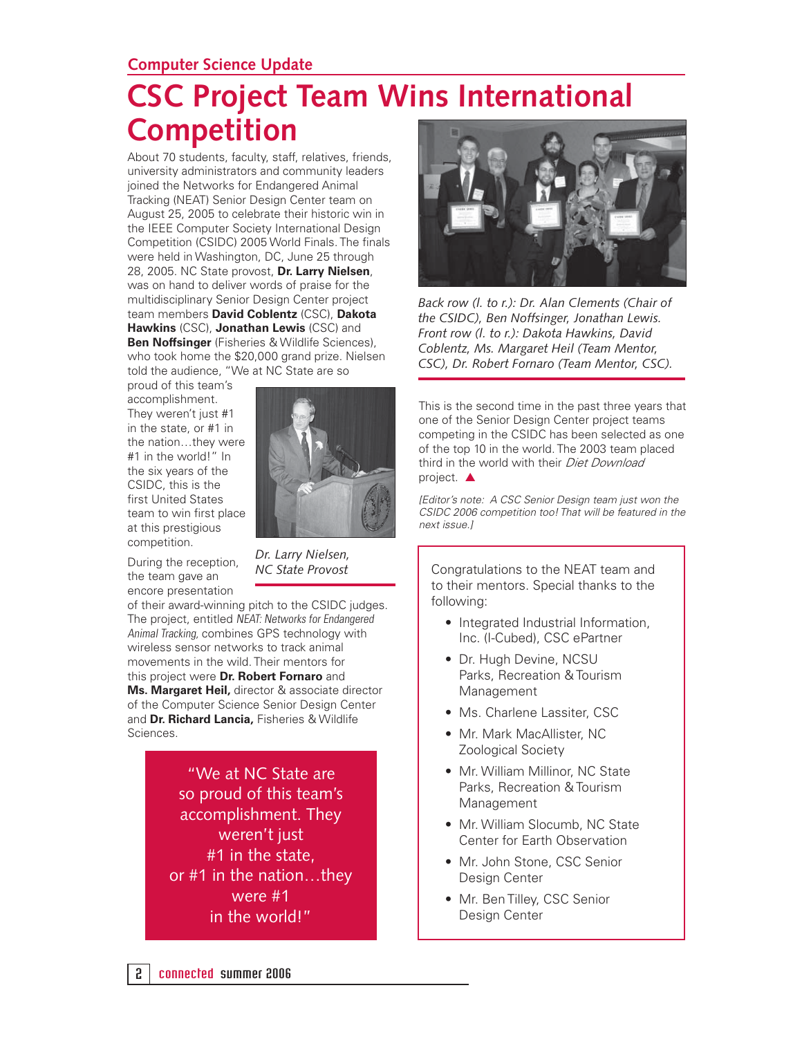## Computer Science Update

# CSC Project Team Wins International Competition

About 70 students, faculty, staff, relatives, friends, university administrators and community leaders joined the Networks for Endangered Animal Tracking (NEAT) Senior Design Center team on August 25, 2005 to celebrate their historic win in the IEEE Computer Society International Design Competition (CSIDC) 2005 World Finals. The finals were held in Washington, DC, June 25 through 28, 2005. NC State provost, **Dr. Larry Nielsen**, was on hand to deliver words of praise for the multidisciplinary Senior Design Center project team members **David Coblentz** (CSC), **Dakota Hawkins** (CSC), **Jonathan Lewis** (CSC) and **Ben Noffsinger** (Fisheries & Wildlife Sciences), who took home the $20,000 grand prize. Nielsen told the audience, "We at NC State are so proud of this team's accomplishment. They weren't just #1 in the state, or #1 in the nation…they were #1 in the world!" In the six years of the CSIDC, this is the first United States team to win first place at this prestigious competition.

*Dr. Larry Nielsen, NC State Provost*

During the reception, the team gave an encore presentation of their award-winning pitch to the CSIDC judges. The project, entitled *NEAT: Networks for Endangered Animal Tracking,* combines GPS technology with wireless sensor networks to track animal movements in the wild. Their mentors for this project were **Dr. Robert Fornaro** and **Ms. Margaret Heil,** director & associate director of the Computer Science Senior Design Center and **Dr. Richard Lancia,** Fisheries & Wildlife Sciences.

> "We at NC State are so proud of this team's accomplishment. They weren't just #1 in the state, or #1 in the nation…they were #1 in the world!"

*Back row (l. to r.): Dr. Alan Clements (Chair of the CSIDC), Ben Noffsinger, Jonathan Lewis. Front row (l. to r.): Dakota Hawkins, David Coblentz, Ms. Margaret Heil (Team Mentor, CSC), Dr. Robert Fornaro (Team Mentor, CSC).*

This is the second time in the past three years that one of the Senior Design Center project teams competing in the CSIDC has been selected as one of the top 10 in the world. The 2003 team placed third in the world with their *Diet Download* project. ▲

*[Editor's note: A CSC Senior Design team just won the CSIDC 2006 competition too! That will be featured in the next issue.]*

Congratulations to the NEAT team and to their mentors. Special thanks to the following:

- Integrated Industrial Information, Inc. (I-Cubed), CSC ePartner
- Dr. Hugh Devine, NCSU Parks, Recreation & Tourism Management
- Ms. Charlene Lassiter, CSC
- Mr. Mark MacAllister, NC Zoological Society
- Mr. William Millinor, NC State Parks, Recreation & Tourism Management
- Mr. William Slocumb, NC State Center for Earth Observation
- Mr. John Stone, CSC Senior Design Center
- Mr. Ben Tilley, CSC Senior Design Center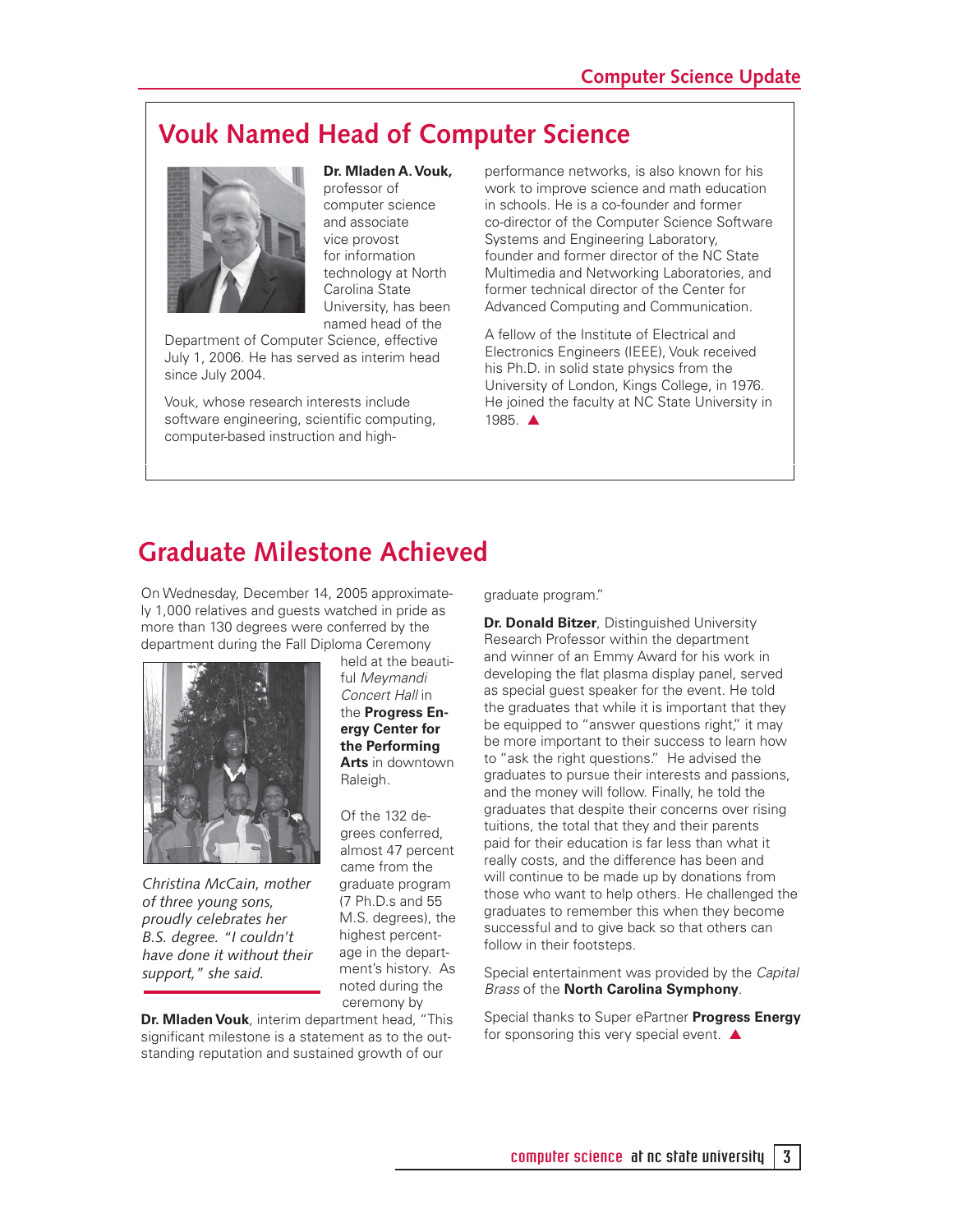# Vouk Named Head of Computer Science

**Dr. Mladen A. Vouk,** professor of computer science and associate vice provost for information technology at North Carolina State University, has been named head of the Department of Computer Science, effective July 1, 2006. He has served as interim head since July 2004.

Vouk, whose research interests include software engineering, scientific computing, computer-based instruction and high-performance networks, is also known for his work to improve science and math education in schools. He is a co-founder and former co-director of the Computer Science Software Systems and Engineering Laboratory, founder and former director of the NC State Multimedia and Networking Laboratories, and former technical director of the Center for Advanced Computing and Communication.

A fellow of the Institute of Electrical and Electronics Engineers (IEEE), Vouk received his Ph.D. in solid state physics from the University of London, Kings College, in 1976. He joined the faculty at NC State University in 1985. ▲

# Graduate Milestone Achieved

On Wednesday, December 14, 2005 approximately 1,000 relatives and guests watched in pride as more than 130 degrees were conferred by the department during the Fall Diploma Ceremony held at the beautiful *Meymandi Concert Hall* in the **Progress Energy Center for the Performing Arts** in downtown Raleigh.

*Christina McCain, mother of three young sons, proudly celebrates her B.S. degree. "I couldn't have done it without their support," she said.*

Of the 132 degrees conferred, almost 47 percent came from the graduate program (7 Ph.D.s and 55 M.S. degrees), the highest percentage in the department's history. As noted during the ceremony by **Dr. Mladen Vouk**, interim department head, "This significant milestone is a statement as to the outstanding reputation and sustained growth of our graduate program."

**Dr. Donald Bitzer**, Distinguished University Research Professor within the department and winner of an Emmy Award for his work in developing the flat plasma display panel, served as special guest speaker for the event. He told the graduates that while it is important that they be equipped to "answer questions right," it may be more important to their success to learn how to "ask the right questions." He advised the graduates to pursue their interests and passions, and the money will follow. Finally, he told the graduates that despite their concerns over rising tuitions, the total that they and their parents paid for their education is far less than what it really costs, and the difference has been and will continue to be made up by donations from those who want to help others. He challenged the graduates to remember this when they become successful and to give back so that others can follow in their footsteps.

Special entertainment was provided by the *Capital Brass* of the **North Carolina Symphony**.

Special thanks to Super ePartner **Progress Energy** for sponsoring this very special event. ▲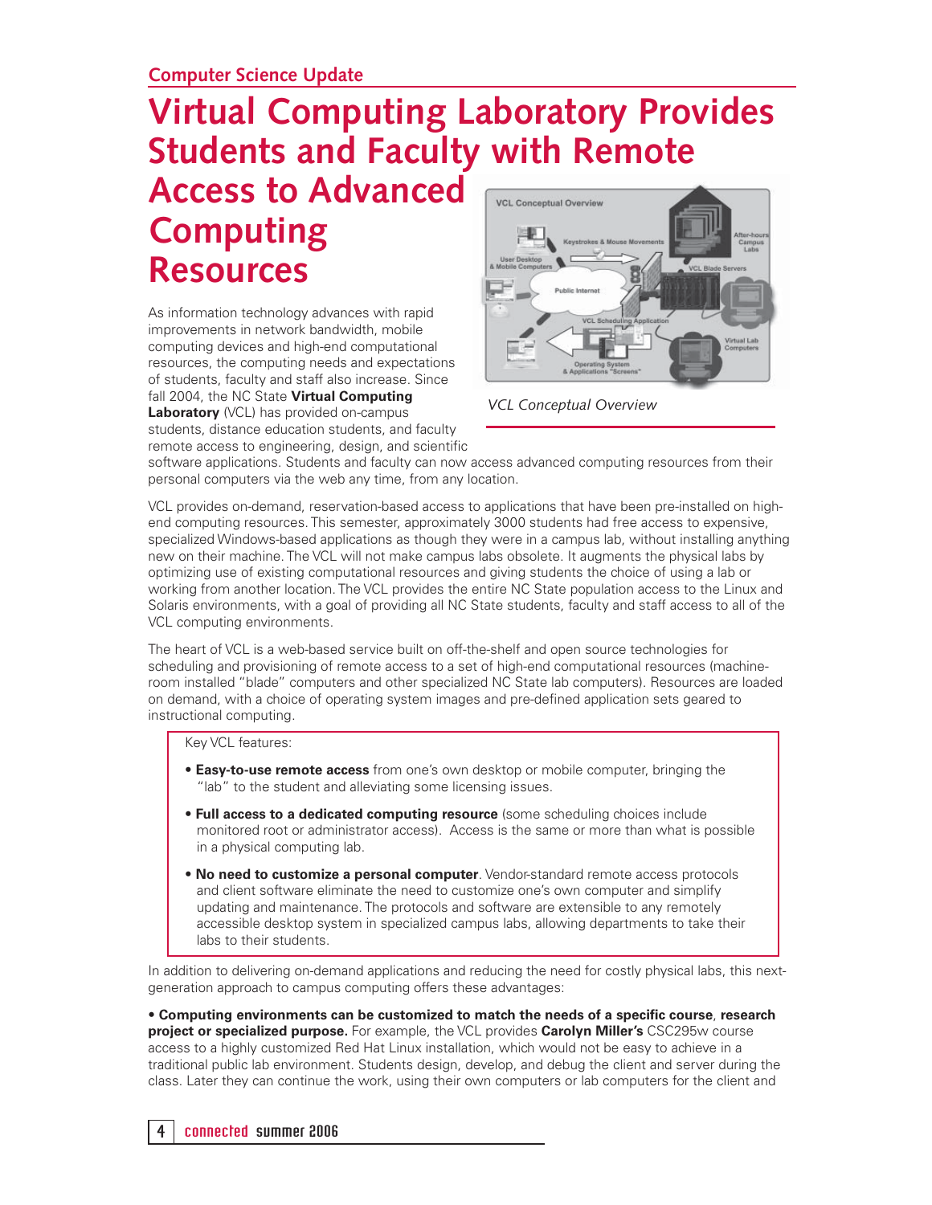Computer Science Update

# Virtual Computing Laboratory Provides Students and Faculty with Remote Access to Advanced Computing Resources

VCL Conceptual Overview

As information technology advances with rapid improvements in network bandwidth, mobile computing devices and high-end computational resources, the computing needs and expectations of students, faculty and staff also increase. Since fall 2004, the NC State **Virtual Computing Laboratory** (VCL) has provided on-campus students, distance education students, and faculty remote access to engineering, design, and scientific software applications. Students and faculty can now access advanced computing resources from their personal computers via the web any time, from any location.

VCL provides on-demand, reservation-based access to applications that have been pre-installed on high-end computing resources. This semester, approximately 3000 students had free access to expensive, specialized Windows-based applications as though they were in a campus lab, without installing anything new on their machine. The VCL will not make campus labs obsolete. It augments the physical labs by optimizing use of existing computational resources and giving students the choice of using a lab or working from another location. The VCL provides the entire NC State population access to the Linux and Solaris environments, with a goal of providing all NC State students, faculty and staff access to all of the VCL computing environments.

The heart of VCL is a web-based service built on off-the-shelf and open source technologies for scheduling and provisioning of remote access to a set of high-end computational resources (machine-room installed "blade" computers and other specialized NC State lab computers). Resources are loaded on demand, with a choice of operating system images and pre-defined application sets geared to instructional computing.

Key VCL features:

- **Easy-to-use remote access** from one's own desktop or mobile computer, bringing the "lab" to the student and alleviating some licensing issues.
- **Full access to a dedicated computing resource** (some scheduling choices include monitored root or administrator access). Access is the same or more than what is possible in a physical computing lab.
- **No need to customize a personal computer**. Vendor-standard remote access protocols and client software eliminate the need to customize one's own computer and simplify updating and maintenance. The protocols and software are extensible to any remotely accessible desktop system in specialized campus labs, allowing departments to take their labs to their students.

In addition to delivering on-demand applications and reducing the need for costly physical labs, this next-generation approach to campus computing offers these advantages:

- **Computing environments can be customized to match the needs of a specific course**, **research project or specialized purpose.** For example, the VCL provides **Carolyn Miller's** CSC295w course access to a highly customized Red Hat Linux installation, which would not be easy to achieve in a traditional public lab environment. Students design, develop, and debug the client and server during the class. Later they can continue the work, using their own computers or lab computers for the client and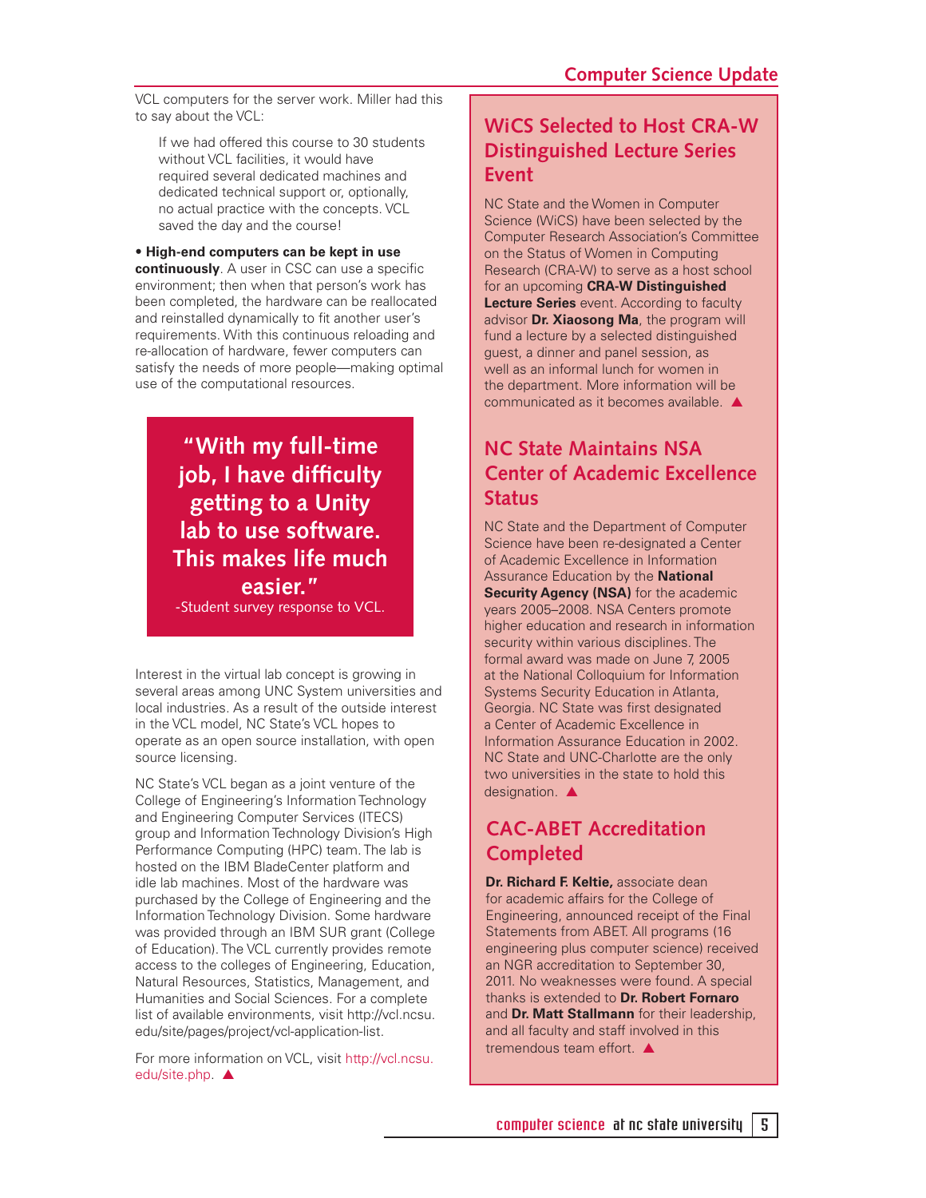VCL computers for the server work. Miller had this to say about the VCL:

> If we had offered this course to 30 students without VCL facilities, it would have required several dedicated machines and dedicated technical support or, optionally, no actual practice with the concepts. VCL saved the day and the course!

• **High-end computers can be kept in use continuously**. A user in CSC can use a specific environment; then when that person's work has been completed, the hardware can be reallocated and reinstalled dynamically to fit another user's requirements. With this continuous reloading and re-allocation of hardware, fewer computers can satisfy the needs of more people—making optimal use of the computational resources.

> **"With my full-time job, I have difficulty getting to a Unity lab to use software. This makes life much easier."**
> -Student survey response to VCL.

Interest in the virtual lab concept is growing in several areas among UNC System universities and local industries. As a result of the outside interest in the VCL model, NC State's VCL hopes to operate as an open source installation, with open source licensing.

NC State's VCL began as a joint venture of the College of Engineering's Information Technology and Engineering Computer Services (ITECS) group and Information Technology Division's High Performance Computing (HPC) team. The lab is hosted on the IBM BladeCenter platform and idle lab machines. Most of the hardware was purchased by the College of Engineering and the Information Technology Division. Some hardware was provided through an IBM SUR grant (College of Education). The VCL currently provides remote access to the colleges of Engineering, Education, Natural Resources, Statistics, Management, and Humanities and Social Sciences. For a complete list of available environments, visit http://vcl.ncsu.edu/site/pages/project/vcl-application-list.

For more information on VCL, visit http://vcl.ncsu.edu/site.php. ▲

## WiCS Selected to Host CRA-W Distinguished Lecture Series Event

NC State and the Women in Computer Science (WiCS) have been selected by the Computer Research Association's Committee on the Status of Women in Computing Research (CRA-W) to serve as a host school for an upcoming **CRA-W Distinguished Lecture Series** event. According to faculty advisor **Dr. Xiaosong Ma**, the program will fund a lecture by a selected distinguished guest, a dinner and panel session, as well as an informal lunch for women in the department. More information will be communicated as it becomes available. ▲

## NC State Maintains NSA Center of Academic Excellence Status

NC State and the Department of Computer Science have been re-designated a Center of Academic Excellence in Information Assurance Education by the **National Security Agency (NSA)** for the academic years 2005–2008. NSA Centers promote higher education and research in information security within various disciplines. The formal award was made on June 7, 2005 at the National Colloquium for Information Systems Security Education in Atlanta, Georgia. NC State was first designated a Center of Academic Excellence in Information Assurance Education in 2002. NC State and UNC-Charlotte are the only two universities in the state to hold this designation. ▲

## CAC-ABET Accreditation Completed

**Dr. Richard F. Keltie,** associate dean for academic affairs for the College of Engineering, announced receipt of the Final Statements from ABET. All programs (16 engineering plus computer science) received an NGR accreditation to September 30, 2011. No weaknesses were found. A special thanks is extended to **Dr. Robert Fornaro** and **Dr. Matt Stallmann** for their leadership, and all faculty and staff involved in this tremendous team effort. ▲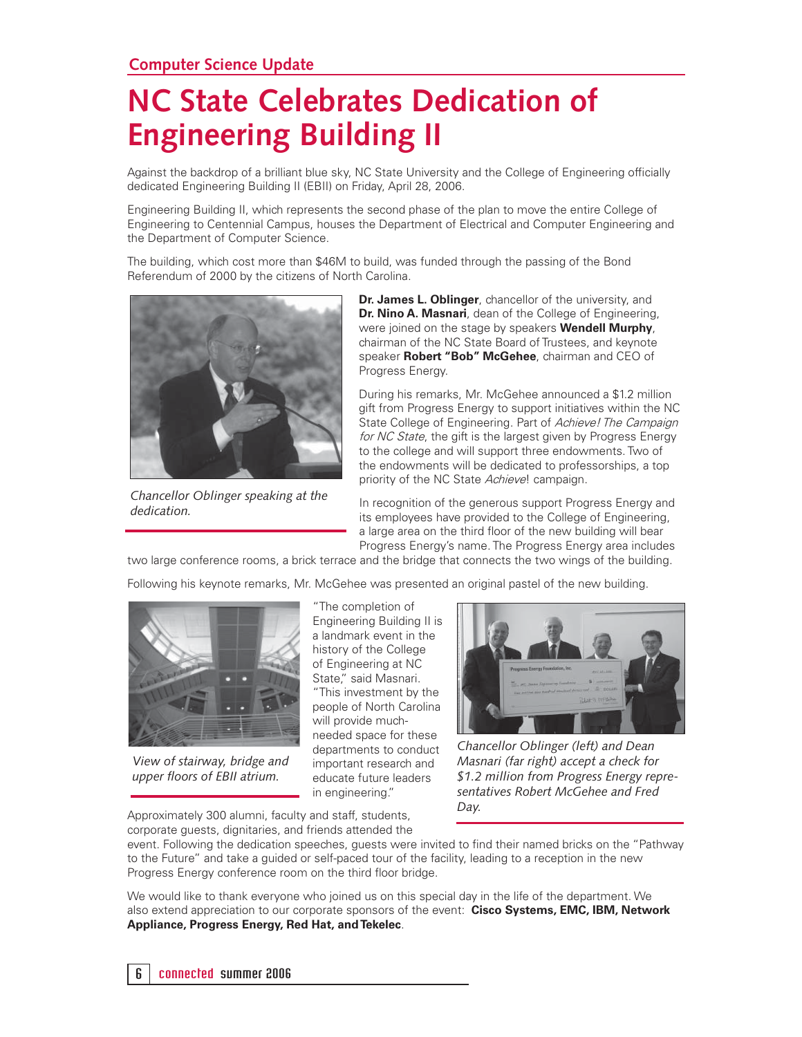## Computer Science Update

# NC State Celebrates Dedication of Engineering Building II

Against the backdrop of a brilliant blue sky, NC State University and the College of Engineering officially dedicated Engineering Building II (EBII) on Friday, April 28, 2006.

Engineering Building II, which represents the second phase of the plan to move the entire College of Engineering to Centennial Campus, houses the Department of Electrical and Computer Engineering and the Department of Computer Science.

The building, which cost more than $46M to build, was funded through the passing of the Bond Referendum of 2000 by the citizens of North Carolina.

*Chancellor Oblinger speaking at the dedication.*

**Dr. James L. Oblinger**, chancellor of the university, and **Dr. Nino A. Masnari**, dean of the College of Engineering, were joined on the stage by speakers **Wendell Murphy**, chairman of the NC State Board of Trustees, and keynote speaker **Robert "Bob" McGehee**, chairman and CEO of Progress Energy.

During his remarks, Mr. McGehee announced a $1.2 million gift from Progress Energy to support initiatives within the NC State College of Engineering. Part of *Achieve! The Campaign for NC State*, the gift is the largest given by Progress Energy to the college and will support three endowments. Two of the endowments will be dedicated to professorships, a top priority of the NC State *Achieve*! campaign.

In recognition of the generous support Progress Energy and its employees have provided to the College of Engineering, a large area on the third floor of the new building will bear Progress Energy's name. The Progress Energy area includes two large conference rooms, a brick terrace and the bridge that connects the two wings of the building.

Following his keynote remarks, Mr. McGehee was presented an original pastel of the new building.

*View of stairway, bridge and upper floors of EBII atrium.*

"The completion of Engineering Building II is a landmark event in the history of the College of Engineering at NC State," said Masnari. "This investment by the people of North Carolina will provide much-needed space for these departments to conduct important research and educate future leaders in engineering."

*Chancellor Oblinger (left) and Dean Masnari (far right) accept a check for $1.2 million from Progress Energy representatives Robert McGehee and Fred Day.*

Approximately 300 alumni, faculty and staff, students, corporate guests, dignitaries, and friends attended the event. Following the dedication speeches, guests were invited to find their named bricks on the "Pathway to the Future" and take a guided or self-paced tour of the facility, leading to a reception in the new Progress Energy conference room on the third floor bridge.

We would like to thank everyone who joined us on this special day in the life of the department. We also extend appreciation to our corporate sponsors of the event: **Cisco Systems, EMC, IBM, Network Appliance, Progress Energy, Red Hat, and Tekelec**.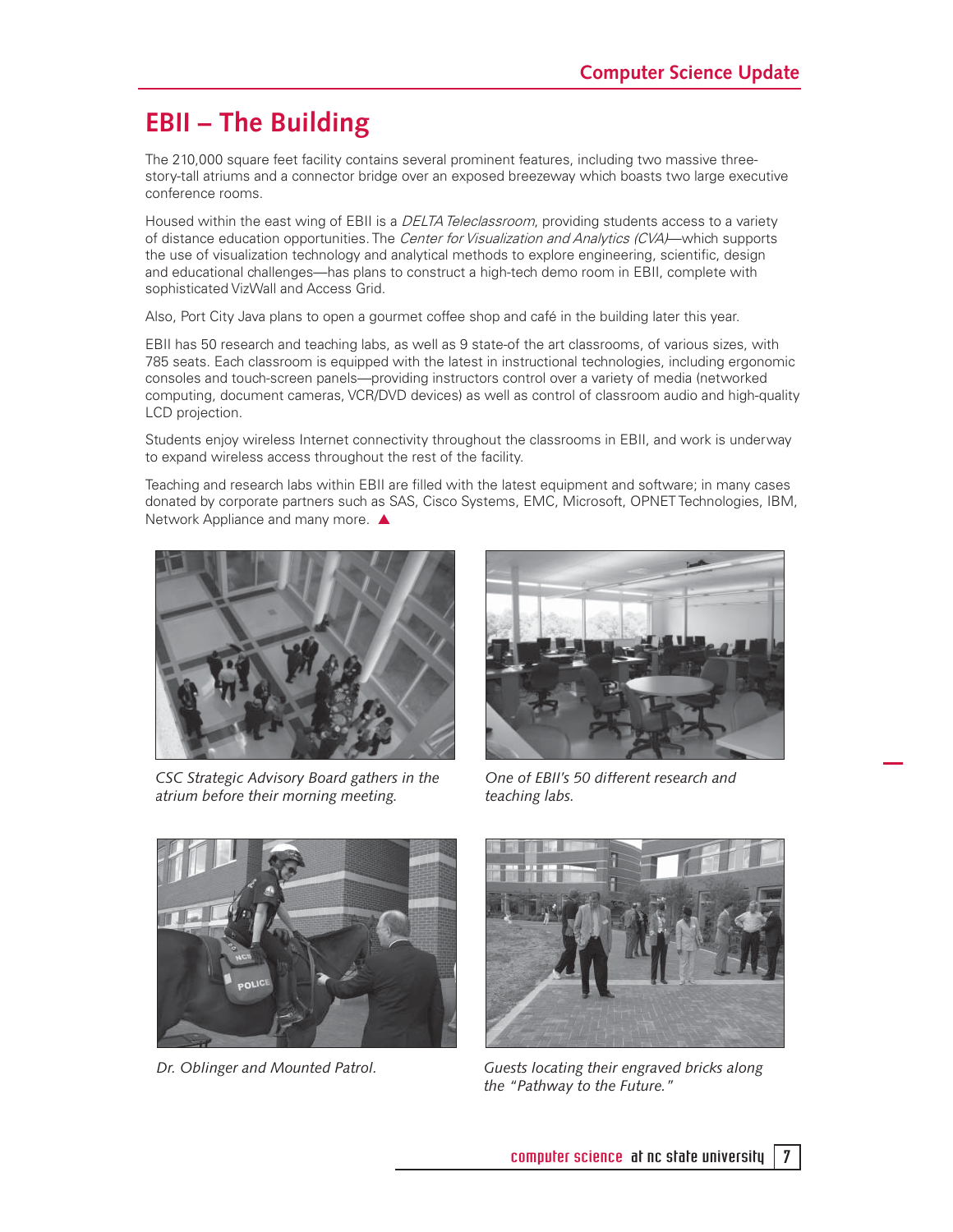# EBII – The Building

The 210,000 square feet facility contains several prominent features, including two massive three-story-tall atriums and a connector bridge over an exposed breezeway which boasts two large executive conference rooms.

Housed within the east wing of EBII is a *DELTA Teleclassroom*, providing students access to a variety of distance education opportunities. The *Center for Visualization and Analytics (CVA)*—which supports the use of visualization technology and analytical methods to explore engineering, scientific, design and educational challenges—has plans to construct a high-tech demo room in EBII, complete with sophisticated VizWall and Access Grid.

Also, Port City Java plans to open a gourmet coffee shop and café in the building later this year.

EBII has 50 research and teaching labs, as well as 9 state-of the art classrooms, of various sizes, with 785 seats. Each classroom is equipped with the latest in instructional technologies, including ergonomic consoles and touch-screen panels—providing instructors control over a variety of media (networked computing, document cameras, VCR/DVD devices) as well as control of classroom audio and high-quality LCD projection.

Students enjoy wireless Internet connectivity throughout the classrooms in EBII, and work is underway to expand wireless access throughout the rest of the facility.

Teaching and research labs within EBII are filled with the latest equipment and software; in many cases donated by corporate partners such as SAS, Cisco Systems, EMC, Microsoft, OPNET Technologies, IBM, Network Appliance and many more. ▲

*CSC Strategic Advisory Board gathers in the atrium before their morning meeting.*

*One of EBII's 50 different research and teaching labs.*

*Dr. Oblinger and Mounted Patrol.*

*Guests locating their engraved bricks along the "Pathway to the Future."*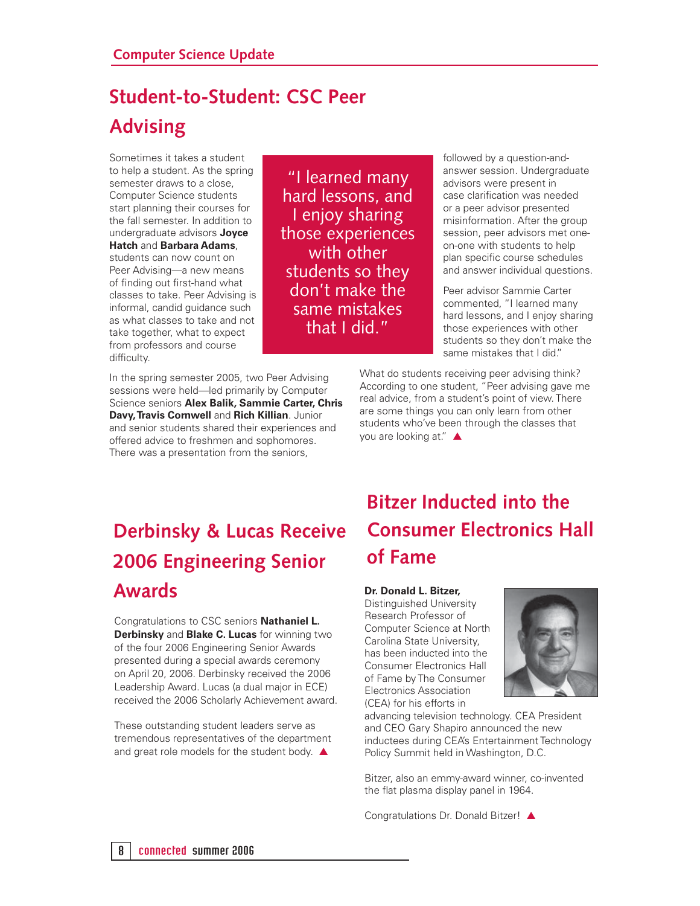## Student-to-Student: CSC Peer Advising

Sometimes it takes a student to help a student. As the spring semester draws to a close, Computer Science students start planning their courses for the fall semester. In addition to undergraduate advisors **Joyce Hatch** and **Barbara Adams**, students can now count on Peer Advising—a new means of finding out first-hand what classes to take. Peer Advising is informal, candid guidance such as what classes to take and not take together, what to expect from professors and course difficulty.

"I learned many hard lessons, and I enjoy sharing those experiences with other students so they don't make the same mistakes that I did."

In the spring semester 2005, two Peer Advising sessions were held—led primarily by Computer Science seniors **Alex Balik, Sammie Carter, Chris Davy, Travis Cornwell** and **Rich Killian**. Junior and senior students shared their experiences and offered advice to freshmen and sophomores. There was a presentation from the seniors, followed by a question-and-answer session. Undergraduate advisors were present in case clarification was needed or a peer advisor presented misinformation. After the group session, peer advisors met one-on-one with students to help plan specific course schedules and answer individual questions.

Peer advisor Sammie Carter commented, "I learned many hard lessons, and I enjoy sharing those experiences with other students so they don't make the same mistakes that I did."

What do students receiving peer advising think? According to one student, "Peer advising gave me real advice, from a student's point of view. There are some things you can only learn from other students who've been through the classes that you are looking at." ▲

## Derbinsky & Lucas Receive 2006 Engineering Senior Awards

Congratulations to CSC seniors **Nathaniel L. Derbinsky** and **Blake C. Lucas** for winning two of the four 2006 Engineering Senior Awards presented during a special awards ceremony on April 20, 2006. Derbinsky received the 2006 Leadership Award. Lucas (a dual major in ECE) received the 2006 Scholarly Achievement award.

These outstanding student leaders serve as tremendous representatives of the department and great role models for the student body. ▲

## Bitzer Inducted into the Consumer Electronics Hall of Fame

**Dr. Donald L. Bitzer,** Distinguished University Research Professor of Computer Science at North Carolina State University, has been inducted into the Consumer Electronics Hall of Fame by The Consumer Electronics Association (CEA) for his efforts in advancing television technology. CEA President and CEO Gary Shapiro announced the new inductees during CEA's Entertainment Technology Policy Summit held in Washington, D.C.

Bitzer, also an emmy-award winner, co-invented the flat plasma display panel in 1964.

Congratulations Dr. Donald Bitzer! ▲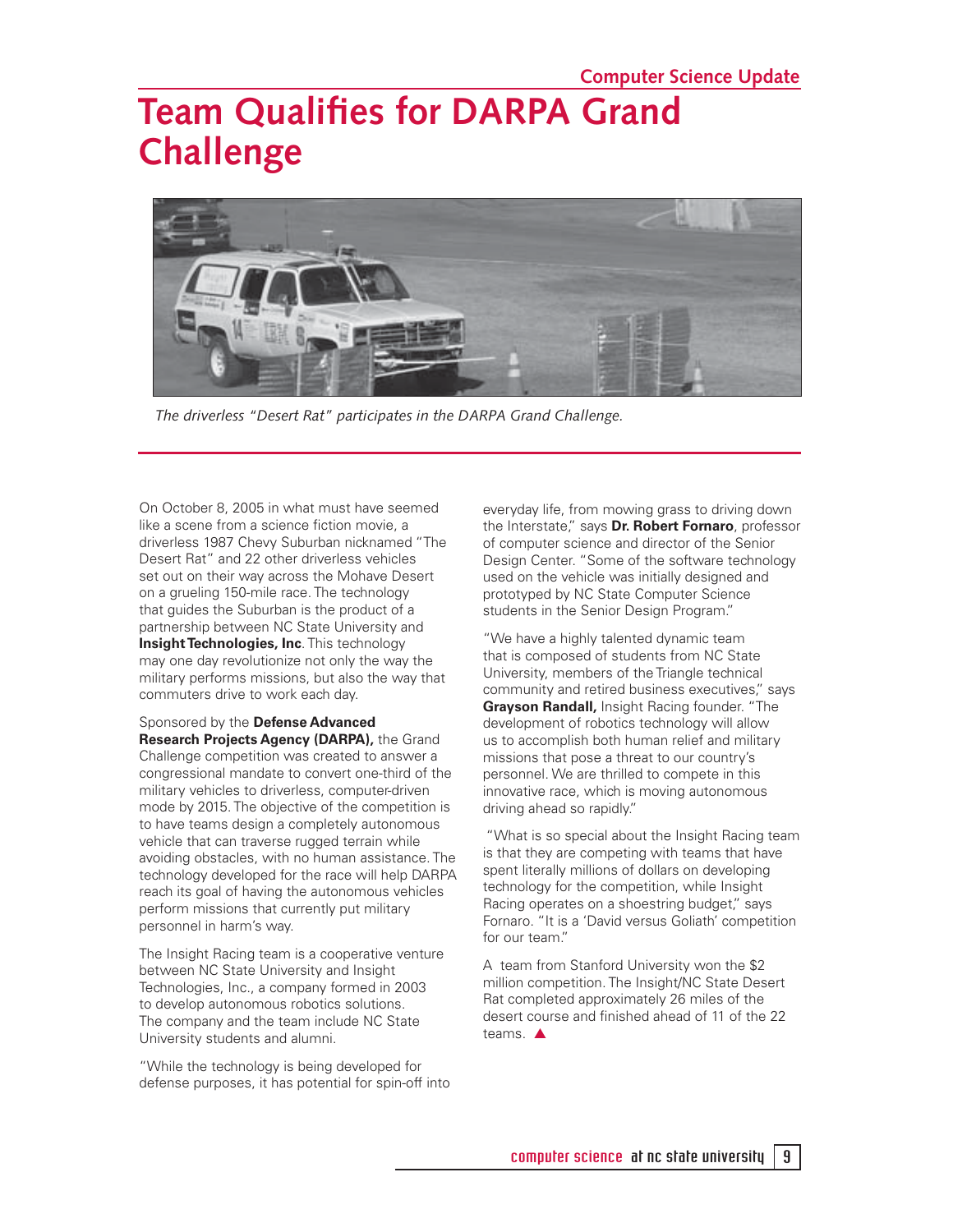# Team Qualifies for DARPA Grand Challenge

*The driverless "Desert Rat" participates in the DARPA Grand Challenge.*

On October 8, 2005 in what must have seemed like a scene from a science fiction movie, a driverless 1987 Chevy Suburban nicknamed "The Desert Rat" and 22 other driverless vehicles set out on their way across the Mohave Desert on a grueling 150-mile race. The technology that guides the Suburban is the product of a partnership between NC State University and **Insight Technologies, Inc**. This technology may one day revolutionize not only the way the military performs missions, but also the way that commuters drive to work each day.

Sponsored by the **Defense Advanced Research Projects Agency (DARPA),** the Grand Challenge competition was created to answer a congressional mandate to convert one-third of the military vehicles to driverless, computer-driven mode by 2015. The objective of the competition is to have teams design a completely autonomous vehicle that can traverse rugged terrain while avoiding obstacles, with no human assistance. The technology developed for the race will help DARPA reach its goal of having the autonomous vehicles perform missions that currently put military personnel in harm's way.

The Insight Racing team is a cooperative venture between NC State University and Insight Technologies, Inc., a company formed in 2003 to develop autonomous robotics solutions. The company and the team include NC State University students and alumni.

"While the technology is being developed for defense purposes, it has potential for spin-off into everyday life, from mowing grass to driving down the Interstate," says **Dr. Robert Fornaro**, professor of computer science and director of the Senior Design Center. "Some of the software technology used on the vehicle was initially designed and prototyped by NC State Computer Science students in the Senior Design Program."

"We have a highly talented dynamic team that is composed of students from NC State University, members of the Triangle technical community and retired business executives," says **Grayson Randall,** Insight Racing founder. "The development of robotics technology will allow us to accomplish both human relief and military missions that pose a threat to our country's personnel. We are thrilled to compete in this innovative race, which is moving autonomous driving ahead so rapidly."

"What is so special about the Insight Racing team is that they are competing with teams that have spent literally millions of dollars on developing technology for the competition, while Insight Racing operates on a shoestring budget," says Fornaro. "It is a 'David versus Goliath' competition for our team."

A team from Stanford University won the $2 million competition. The Insight/NC State Desert Rat completed approximately 26 miles of the desert course and finished ahead of 11 of the 22 teams. ▲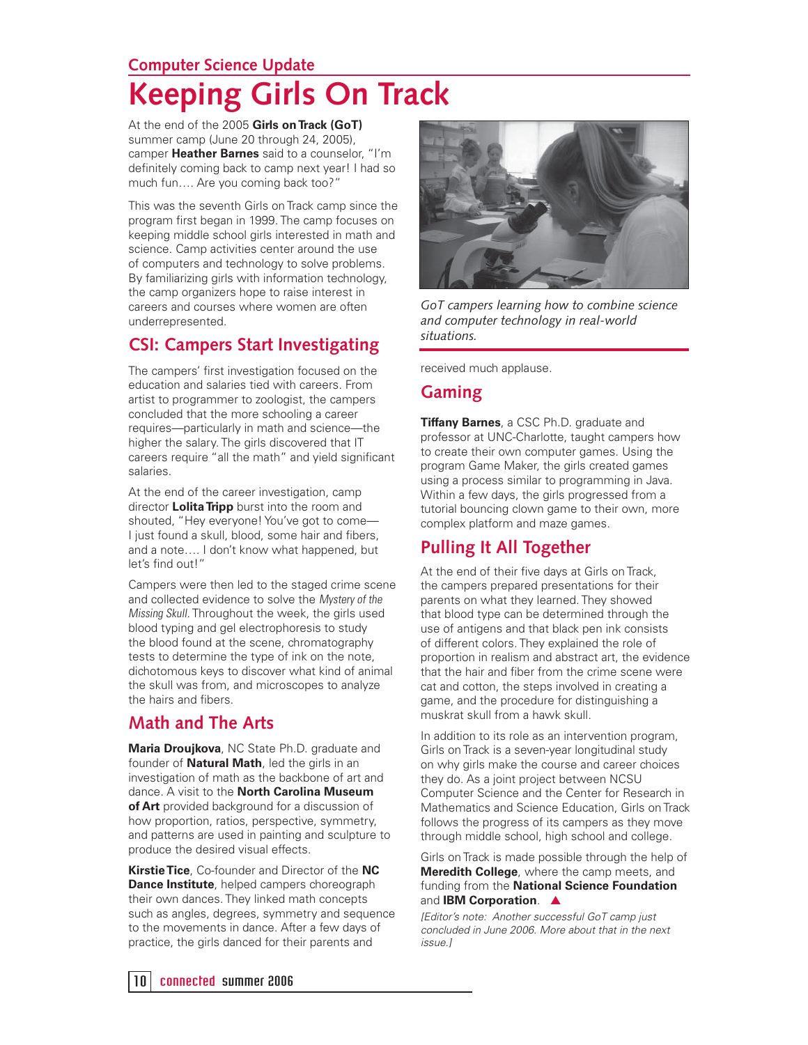## Computer Science Update

# Keeping Girls On Track

At the end of the 2005 **Girls on Track (GoT)** summer camp (June 20 through 24, 2005), camper **Heather Barnes** said to a counselor, "I'm definitely coming back to camp next year! I had so much fun…. Are you coming back too?"

This was the seventh Girls on Track camp since the program first began in 1999. The camp focuses on keeping middle school girls interested in math and science. Camp activities center around the use of computers and technology to solve problems. By familiarizing girls with information technology, the camp organizers hope to raise interest in careers and courses where women are often underrepresented.

## CSI: Campers Start Investigating

The campers' first investigation focused on the education and salaries tied with careers. From artist to programmer to zoologist, the campers concluded that the more schooling a career requires—particularly in math and science—the higher the salary. The girls discovered that IT careers require "all the math" and yield significant salaries.

At the end of the career investigation, camp director **Lolita Tripp** burst into the room and shouted, "Hey everyone! You've got to come—I just found a skull, blood, some hair and fibers, and a note…. I don't know what happened, but let's find out!"

Campers were then led to the staged crime scene and collected evidence to solve the *Mystery of the Missing Skull*. Throughout the week, the girls used blood typing and gel electrophoresis to study the blood found at the scene, chromatography tests to determine the type of ink on the note, dichotomous keys to discover what kind of animal the skull was from, and microscopes to analyze the hairs and fibers.

## Math and The Arts

**Maria Droujkova**, NC State Ph.D. graduate and founder of **Natural Math**, led the girls in an investigation of math as the backbone of art and dance. A visit to the **North Carolina Museum of Art** provided background for a discussion of how proportion, ratios, perspective, symmetry, and patterns are used in painting and sculpture to produce the desired visual effects.

**Kirstie Tice**, Co-founder and Director of the **NC Dance Institute**, helped campers choreograph their own dances. They linked math concepts such as angles, degrees, symmetry and sequence to the movements in dance. After a few days of practice, the girls danced for their parents and received much applause.

*GoT campers learning how to combine science and computer technology in real-world situations.*

## Gaming

**Tiffany Barnes**, a CSC Ph.D. graduate and professor at UNC-Charlotte, taught campers how to create their own computer games. Using the program Game Maker, the girls created games using a process similar to programming in Java. Within a few days, the girls progressed from a tutorial bouncing clown game to their own, more complex platform and maze games.

## Pulling It All Together

At the end of their five days at Girls on Track, the campers prepared presentations for their parents on what they learned. They showed that blood type can be determined through the use of antigens and that black pen ink consists of different colors. They explained the role of proportion in realism and abstract art, the evidence that the hair and fiber from the crime scene were cat and cotton, the steps involved in creating a game, and the procedure for distinguishing a muskrat skull from a hawk skull.

In addition to its role as an intervention program, Girls on Track is a seven-year longitudinal study on why girls make the course and career choices they do. As a joint project between NCSU Computer Science and the Center for Research in Mathematics and Science Education, Girls on Track follows the progress of its campers as they move through middle school, high school and college.

Girls on Track is made possible through the help of **Meredith College**, where the camp meets, and funding from the **National Science Foundation** and **IBM Corporation**. ▲

*[Editor's note: Another successful GoT camp just concluded in June 2006. More about that in the next issue.]*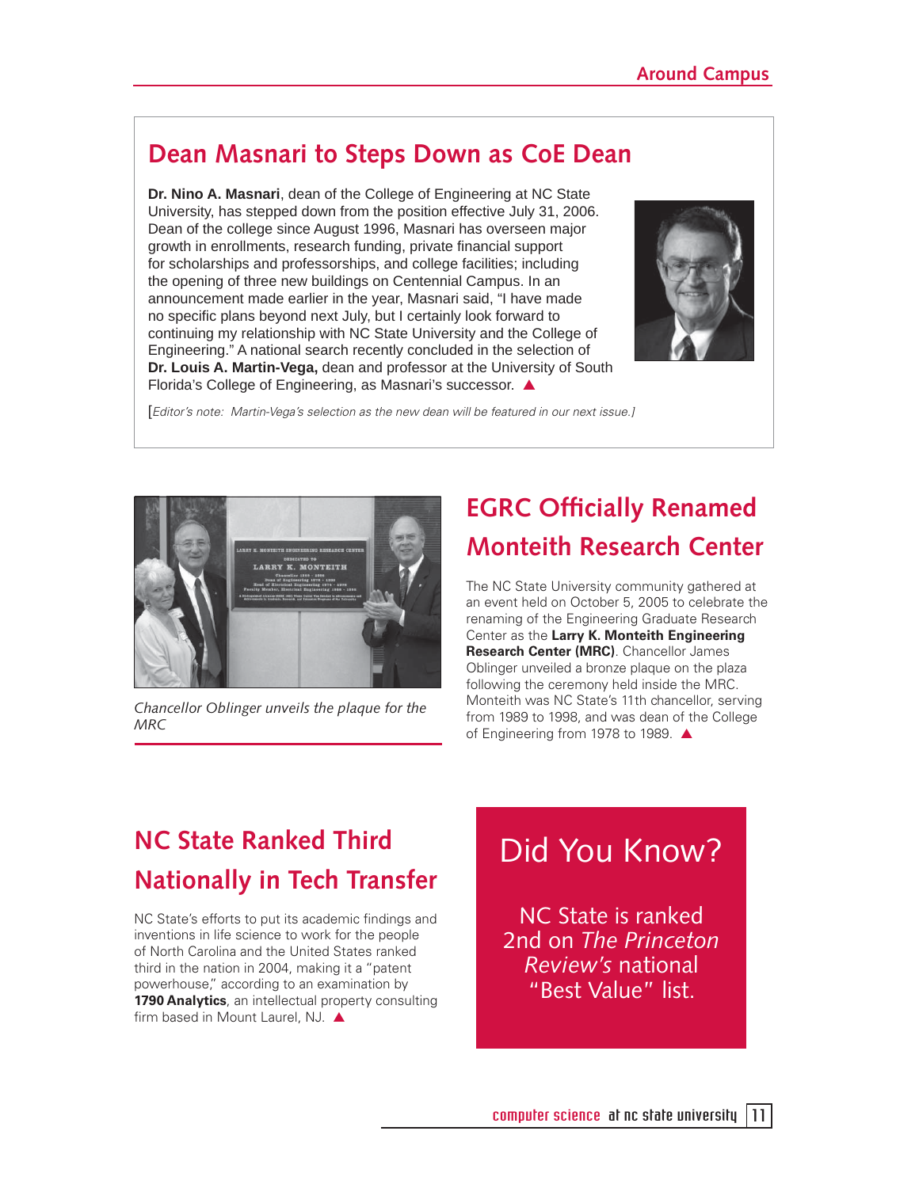## Dean Masnari to Steps Down as CoE Dean

**Dr. Nino A. Masnari**, dean of the College of Engineering at NC State University, has stepped down from the position effective July 31, 2006. Dean of the college since August 1996, Masnari has overseen major growth in enrollments, research funding, private financial support for scholarships and professorships, and college facilities; including the opening of three new buildings on Centennial Campus. In an announcement made earlier in the year, Masnari said, "I have made no specific plans beyond next July, but I certainly look forward to continuing my relationship with NC State University and the College of Engineering." A national search recently concluded in the selection of **Dr. Louis A. Martin-Vega,** dean and professor at the University of South Florida's College of Engineering, as Masnari's successor. ▲

[*Editor's note: Martin-Vega's selection as the new dean will be featured in our next issue.]*

## EGRC Officially Renamed Monteith Research Center

*Chancellor Oblinger unveils the plaque for the MRC*

The NC State University community gathered at an event held on October 5, 2005 to celebrate the renaming of the Engineering Graduate Research Center as the **Larry K. Monteith Engineering Research Center (MRC)**. Chancellor James Oblinger unveiled a bronze plaque on the plaza following the ceremony held inside the MRC. Monteith was NC State's 11th chancellor, serving from 1989 to 1998, and was dean of the College of Engineering from 1978 to 1989. ▲

## NC State Ranked Third Nationally in Tech Transfer

NC State's efforts to put its academic findings and inventions in life science to work for the people of North Carolina and the United States ranked third in the nation in 2004, making it a "patent powerhouse," according to an examination by **1790 Analytics**, an intellectual property consulting firm based in Mount Laurel, NJ. ▲

## Did You Know?

NC State is ranked 2nd on *The Princeton Review's* national "Best Value" list.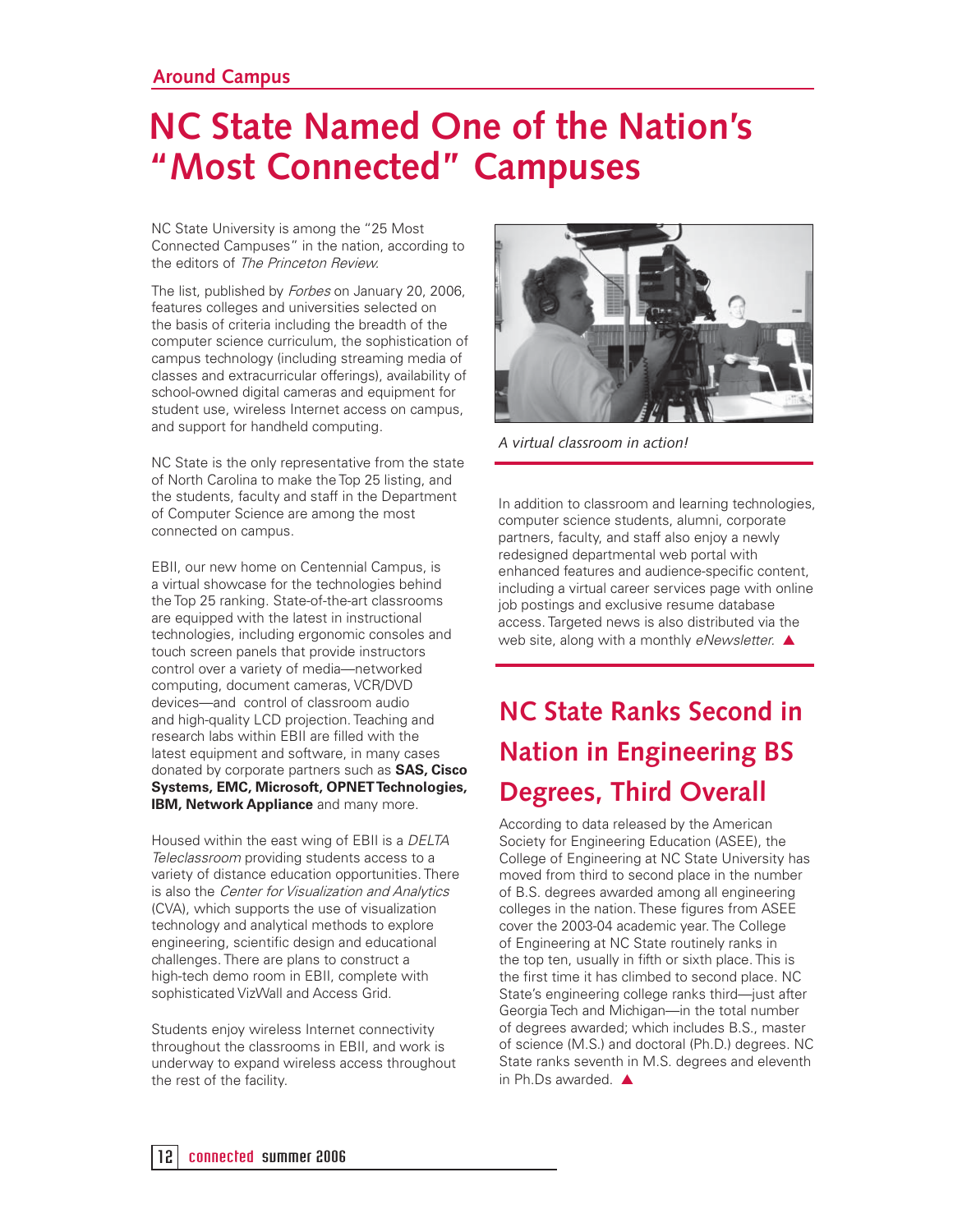Around Campus

# NC State Named One of the Nation's "Most Connected" Campuses

NC State University is among the "25 Most Connected Campuses" in the nation, according to the editors of *The Princeton Review.*

The list, published by *Forbes* on January 20, 2006, features colleges and universities selected on the basis of criteria including the breadth of the computer science curriculum, the sophistication of campus technology (including streaming media of classes and extracurricular offerings), availability of school-owned digital cameras and equipment for student use, wireless Internet access on campus, and support for handheld computing.

NC State is the only representative from the state of North Carolina to make the Top 25 listing, and the students, faculty and staff in the Department of Computer Science are among the most connected on campus.

EBII, our new home on Centennial Campus, is a virtual showcase for the technologies behind the Top 25 ranking. State-of-the-art classrooms are equipped with the latest in instructional technologies, including ergonomic consoles and touch screen panels that provide instructors control over a variety of media—networked computing, document cameras, VCR/DVD devices—and control of classroom audio and high-quality LCD projection. Teaching and research labs within EBII are filled with the latest equipment and software, in many cases donated by corporate partners such as **SAS, Cisco Systems, EMC, Microsoft, OPNET Technologies, IBM, Network Appliance** and many more.

Housed within the east wing of EBII is a *DELTA Teleclassroom* providing students access to a variety of distance education opportunities. There is also the *Center for Visualization and Analytics* (CVA), which supports the use of visualization technology and analytical methods to explore engineering, scientific design and educational challenges. There are plans to construct a high-tech demo room in EBII, complete with sophisticated VizWall and Access Grid.

Students enjoy wireless Internet connectivity throughout the classrooms in EBII, and work is underway to expand wireless access throughout the rest of the facility.

*A virtual classroom in action!*

In addition to classroom and learning technologies, computer science students, alumni, corporate partners, faculty, and staff also enjoy a newly redesigned departmental web portal with enhanced features and audience-specific content, including a virtual career services page with online job postings and exclusive resume database access. Targeted news is also distributed via the web site, along with a monthly *eNewsletter.* ▲

## NC State Ranks Second in Nation in Engineering BS Degrees, Third Overall

According to data released by the American Society for Engineering Education (ASEE), the College of Engineering at NC State University has moved from third to second place in the number of B.S. degrees awarded among all engineering colleges in the nation. These figures from ASEE cover the 2003-04 academic year. The College of Engineering at NC State routinely ranks in the top ten, usually in fifth or sixth place. This is the first time it has climbed to second place. NC State's engineering college ranks third—just after Georgia Tech and Michigan—in the total number of degrees awarded; which includes B.S., master of science (M.S.) and doctoral (Ph.D.) degrees. NC State ranks seventh in M.S. degrees and eleventh in Ph.Ds awarded. ▲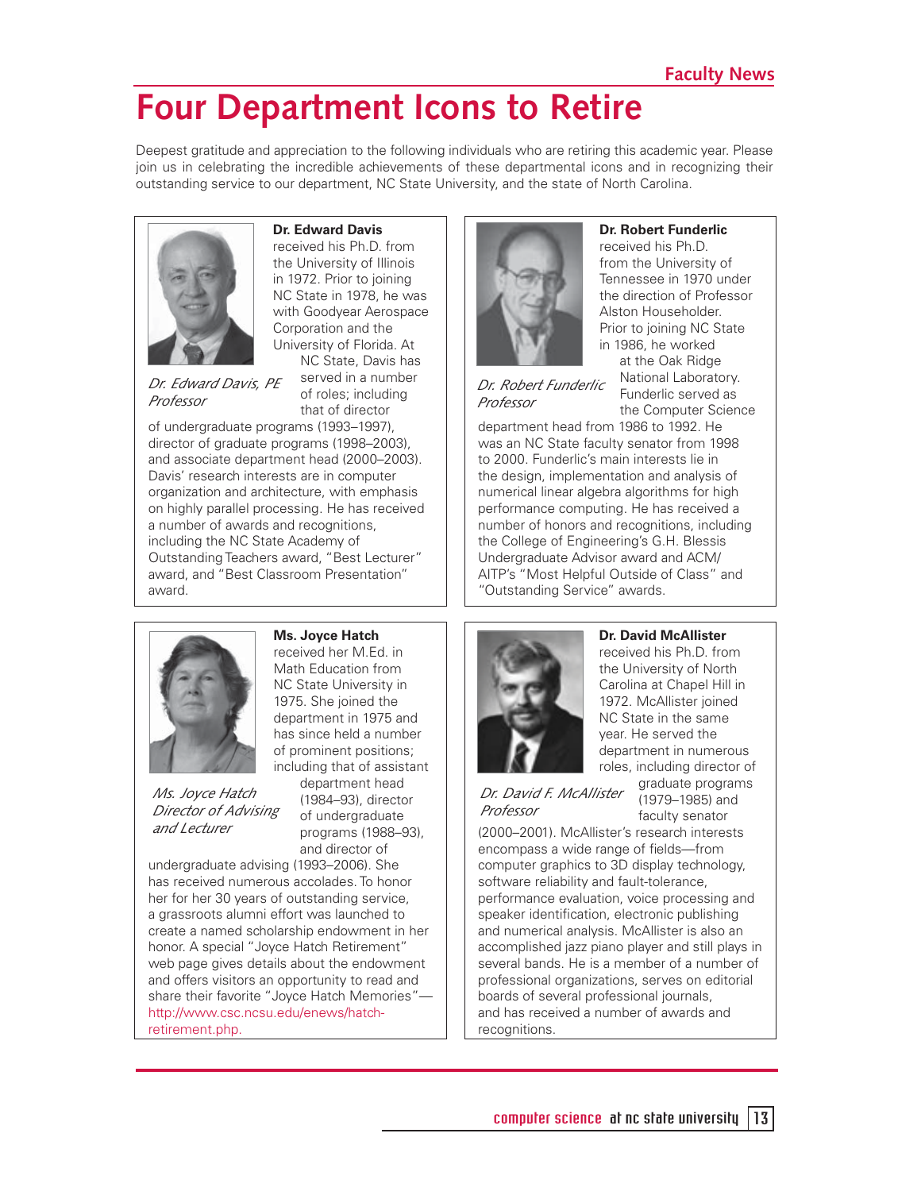Faculty News

# Four Department Icons to Retire

Deepest gratitude and appreciation to the following individuals who are retiring this academic year. Please join us in celebrating the incredible achievements of these departmental icons and in recognizing their outstanding service to our department, NC State University, and the state of North Carolina.

*Dr. Edward Davis, PE*
*Professor*

**Dr. Edward Davis** received his Ph.D. from the University of Illinois in 1972. Prior to joining NC State in 1978, he was with Goodyear Aerospace Corporation and the University of Florida. At NC State, Davis has served in a number of roles; including that of director of undergraduate programs (1993–1997), director of graduate programs (1998–2003), and associate department head (2000–2003). Davis' research interests are in computer organization and architecture, with emphasis on highly parallel processing. He has received a number of awards and recognitions, including the NC State Academy of Outstanding Teachers award, "Best Lecturer" award, and "Best Classroom Presentation" award.

*Dr. Robert Funderlic*
*Professor*

**Dr. Robert Funderlic** received his Ph.D. from the University of Tennessee in 1970 under the direction of Professor Alston Householder. Prior to joining NC State in 1986, he worked at the Oak Ridge National Laboratory. Funderlic served as the Computer Science department head from 1986 to 1992. He was an NC State faculty senator from 1998 to 2000. Funderlic's main interests lie in the design, implementation and analysis of numerical linear algebra algorithms for high performance computing. He has received a number of honors and recognitions, including the College of Engineering's G.H. Blessis Undergraduate Advisor award and ACM/AITP's "Most Helpful Outside of Class" and "Outstanding Service" awards.

*Ms. Joyce Hatch*
*Director of Advising and Lecturer*

**Ms. Joyce Hatch** received her M.Ed. in Math Education from NC State University in 1975. She joined the department in 1975 and has since held a number of prominent positions; including that of assistant department head (1984–93), director of undergraduate programs (1988–93), and director of undergraduate advising (1993–2006). She has received numerous accolades. To honor her for her 30 years of outstanding service, a grassroots alumni effort was launched to create a named scholarship endowment in her honor. A special "Joyce Hatch Retirement" web page gives details about the endowment and offers visitors an opportunity to read and share their favorite "Joyce Hatch Memories"— http://www.csc.ncsu.edu/enews/hatch-retirement.php.

*Dr. David F. McAllister*
*Professor*

**Dr. David McAllister** received his Ph.D. from the University of North Carolina at Chapel Hill in 1972. McAllister joined NC State in the same year. He served the department in numerous roles, including director of graduate programs (1979–1985) and faculty senator (2000–2001). McAllister's research interests encompass a wide range of fields—from computer graphics to 3D display technology, software reliability and fault-tolerance, performance evaluation, voice processing and speaker identification, electronic publishing and numerical analysis. McAllister is also an accomplished jazz piano player and still plays in several bands. He is a member of a number of professional organizations, serves on editorial boards of several professional journals, and has received a number of awards and recognitions.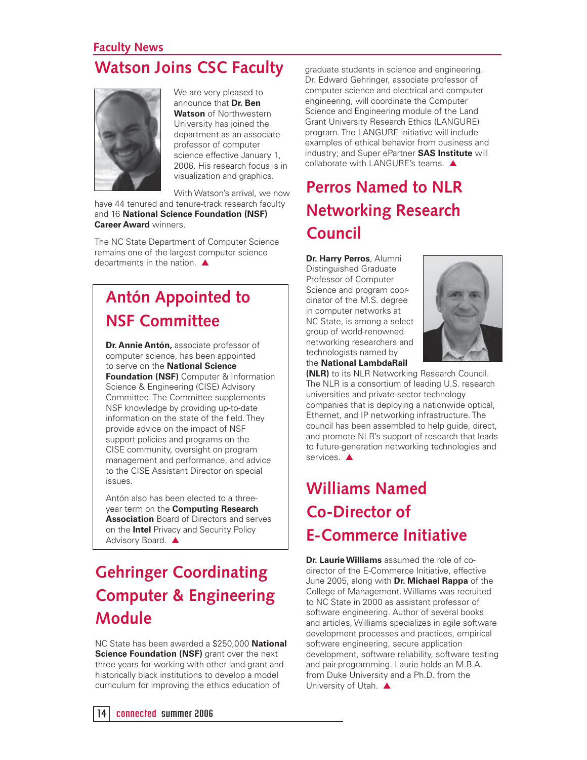## Faculty News

# Watson Joins CSC Faculty

We are very pleased to announce that **Dr. Ben Watson** of Northwestern University has joined the department as an associate professor of computer science effective January 1, 2006. His research focus is in visualization and graphics.

With Watson's arrival, we now have 44 tenured and tenure-track research faculty and 16 **National Science Foundation (NSF) Career Award** winners.

The NC State Department of Computer Science remains one of the largest computer science departments in the nation. ▲

# Antón Appointed to NSF Committee

**Dr. Annie Antón,** associate professor of computer science, has been appointed to serve on the **National Science Foundation (NSF)** Computer & Information Science & Engineering (CISE) Advisory Committee. The Committee supplements NSF knowledge by providing up-to-date information on the state of the field. They provide advice on the impact of NSF support policies and programs on the CISE community, oversight on program management and performance, and advice to the CISE Assistant Director on special issues.

Antón also has been elected to a three-year term on the **Computing Research Association** Board of Directors and serves on the **Intel** Privacy and Security Policy Advisory Board. ▲

# Gehringer Coordinating Computer & Engineering Module

NC State has been awarded a $250,000 **National Science Foundation (NSF)** grant over the next three years for working with other land-grant and historically black institutions to develop a model curriculum for improving the ethics education of graduate students in science and engineering. Dr. Edward Gehringer, associate professor of computer science and electrical and computer engineering, will coordinate the Computer Science and Engineering module of the Land Grant University Research Ethics (LANGURE) program. The LANGURE initiative will include examples of ethical behavior from business and industry; and Super ePartner **SAS Institute** will collaborate with LANGURE's teams. ▲

# Perros Named to NLR Networking Research Council

**Dr. Harry Perros**, Alumni Distinguished Graduate Professor of Computer Science and program coordinator of the M.S. degree in computer networks at NC State, is among a select group of world-renowned networking researchers and technologists named by the **National LambdaRail (NLR)** to its NLR Networking Research Council. The NLR is a consortium of leading U.S. research universities and private-sector technology companies that is deploying a nationwide optical, Ethernet, and IP networking infrastructure. The council has been assembled to help guide, direct, and promote NLR's support of research that leads to future-generation networking technologies and services. ▲

# Williams Named Co-Director of E-Commerce Initiative

**Dr. Laurie Williams** assumed the role of co-director of the E-Commerce Initiative, effective June 2005, along with **Dr. Michael Rappa** of the College of Management. Williams was recruited to NC State in 2000 as assistant professor of software engineering. Author of several books and articles, Williams specializes in agile software development processes and practices, empirical software engineering, secure application development, software reliability, software testing and pair-programming. Laurie holds an M.B.A. from Duke University and a Ph.D. from the University of Utah. ▲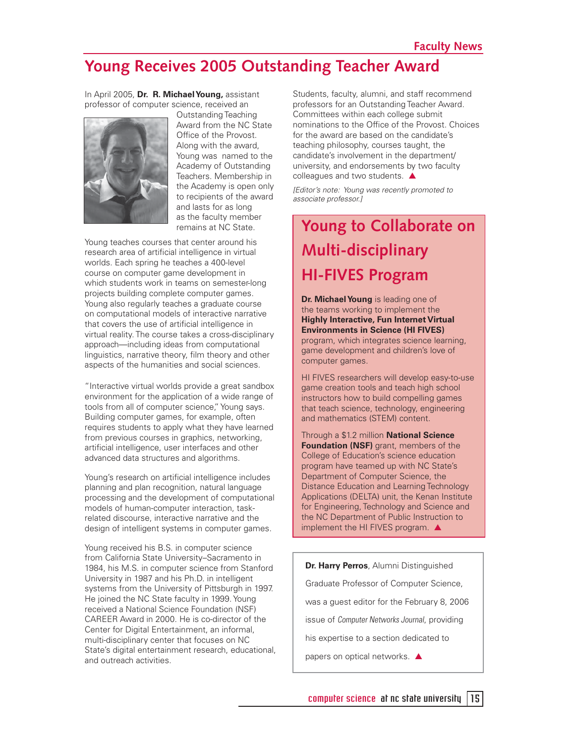# Young Receives 2005 Outstanding Teacher Award

In April 2005, **Dr. R. Michael Young,** assistant professor of computer science, received an Outstanding Teaching Award from the NC State Office of the Provost. Along with the award, Young was named to the Academy of Outstanding Teachers. Membership in the Academy is open only to recipients of the award and lasts for as long as the faculty member remains at NC State.

Young teaches courses that center around his research area of artificial intelligence in virtual worlds. Each spring he teaches a 400-level course on computer game development in which students work in teams on semester-long projects building complete computer games. Young also regularly teaches a graduate course on computational models of interactive narrative that covers the use of artificial intelligence in virtual reality. The course takes a cross-disciplinary approach—including ideas from computational linguistics, narrative theory, film theory and other aspects of the humanities and social sciences.

"Interactive virtual worlds provide a great sandbox environment for the application of a wide range of tools from all of computer science," Young says. Building computer games, for example, often requires students to apply what they have learned from previous courses in graphics, networking, artificial intelligence, user interfaces and other advanced data structures and algorithms.

Young's research on artificial intelligence includes planning and plan recognition, natural language processing and the development of computational models of human-computer interaction, task-related discourse, interactive narrative and the design of intelligent systems in computer games.

Young received his B.S. in computer science from California State University–Sacramento in 1984, his M.S. in computer science from Stanford University in 1987 and his Ph.D. in intelligent systems from the University of Pittsburgh in 1997. He joined the NC State faculty in 1999. Young received a National Science Foundation (NSF) CAREER Award in 2000. He is co-director of the Center for Digital Entertainment, an informal, multi-disciplinary center that focuses on NC State's digital entertainment research, educational, and outreach activities.

Students, faculty, alumni, and staff recommend professors for an Outstanding Teacher Award. Committees within each college submit nominations to the Office of the Provost. Choices for the award are based on the candidate's teaching philosophy, courses taught, the candidate's involvement in the department/university, and endorsements by two faculty colleagues and two students. ▲

*[Editor's note: Young was recently promoted to associate professor.]*

## Young to Collaborate on Multi-disciplinary HI-FIVES Program

**Dr. Michael Young** is leading one of the teams working to implement the **Highly Interactive, Fun Internet Virtual Environments in Science (HI FIVES)** program, which integrates science learning, game development and children's love of computer games.

HI FIVES researchers will develop easy-to-use game creation tools and teach high school instructors how to build compelling games that teach science, technology, engineering and mathematics (STEM) content.

Through a $1.2 million **National Science Foundation (NSF)** grant, members of the College of Education's science education program have teamed up with NC State's Department of Computer Science, the Distance Education and Learning Technology Applications (DELTA) unit, the Kenan Institute for Engineering, Technology and Science and the NC Department of Public Instruction to implement the HI FIVES program. ▲

**Dr. Harry Perros**, Alumni Distinguished Graduate Professor of Computer Science, was a guest editor for the February 8, 2006 issue of *Computer Networks Journal*, providing his expertise to a section dedicated to papers on optical networks. ▲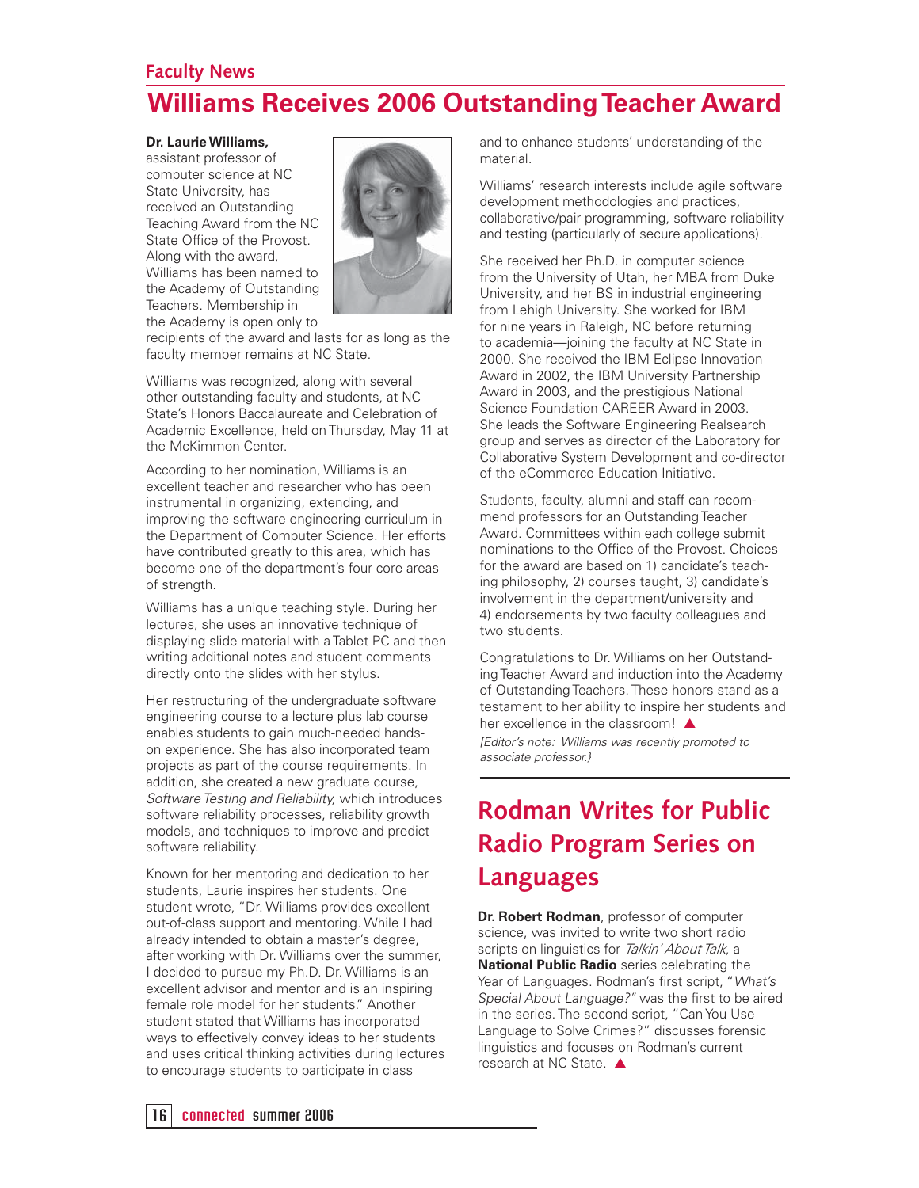Faculty News

# Williams Receives 2006 Outstanding Teacher Award

**Dr. Laurie Williams,** assistant professor of computer science at NC State University, has received an Outstanding Teaching Award from the NC State Office of the Provost. Along with the award, Williams has been named to the Academy of Outstanding Teachers. Membership in the Academy is open only to recipients of the award and lasts for as long as the faculty member remains at NC State.

Williams was recognized, along with several other outstanding faculty and students, at NC State's Honors Baccalaureate and Celebration of Academic Excellence, held on Thursday, May 11 at the McKimmon Center.

According to her nomination, Williams is an excellent teacher and researcher who has been instrumental in organizing, extending, and improving the software engineering curriculum in the Department of Computer Science. Her efforts have contributed greatly to this area, which has become one of the department's four core areas of strength.

Williams has a unique teaching style. During her lectures, she uses an innovative technique of displaying slide material with a Tablet PC and then writing additional notes and student comments directly onto the slides with her stylus.

Her restructuring of the undergraduate software engineering course to a lecture plus lab course enables students to gain much-needed hands-on experience. She has also incorporated team projects as part of the course requirements. In addition, she created a new graduate course, *Software Testing and Reliability,* which introduces software reliability processes, reliability growth models, and techniques to improve and predict software reliability.

Known for her mentoring and dedication to her students, Laurie inspires her students. One student wrote, "Dr. Williams provides excellent out-of-class support and mentoring. While I had already intended to obtain a master's degree, after working with Dr. Williams over the summer, I decided to pursue my Ph.D. Dr. Williams is an excellent advisor and mentor and is an inspiring female role model for her students." Another student stated that Williams has incorporated ways to effectively convey ideas to her students and uses critical thinking activities during lectures to encourage students to participate in class and to enhance students' understanding of the material.

Williams' research interests include agile software development methodologies and practices, collaborative/pair programming, software reliability and testing (particularly of secure applications).

She received her Ph.D. in computer science from the University of Utah, her MBA from Duke University, and her BS in industrial engineering from Lehigh University. She worked for IBM for nine years in Raleigh, NC before returning to academia—joining the faculty at NC State in 2000. She received the IBM Eclipse Innovation Award in 2002, the IBM University Partnership Award in 2003, and the prestigious National Science Foundation CAREER Award in 2003. She leads the Software Engineering Realsearch group and serves as director of the Laboratory for Collaborative System Development and co-director of the eCommerce Education Initiative.

Students, faculty, alumni and staff can recommend professors for an Outstanding Teacher Award. Committees within each college submit nominations to the Office of the Provost. Choices for the award are based on 1) candidate's teaching philosophy, 2) courses taught, 3) candidate's involvement in the department/university and 4) endorsements by two faculty colleagues and two students.

Congratulations to Dr. Williams on her Outstanding Teacher Award and induction into the Academy of Outstanding Teachers. These honors stand as a testament to her ability to inspire her students and her excellence in the classroom! ▲

*[Editor's note: Williams was recently promoted to associate professor.]*

# Rodman Writes for Public Radio Program Series on Languages

**Dr. Robert Rodman**, professor of computer science, was invited to write two short radio scripts on linguistics for *Talkin' About Talk,* a **National Public Radio** series celebrating the Year of Languages. Rodman's first script, "*What's Special About Language?"* was the first to be aired in the series. The second script, "Can You Use Language to Solve Crimes?" discusses forensic linguistics and focuses on Rodman's current research at NC State. ▲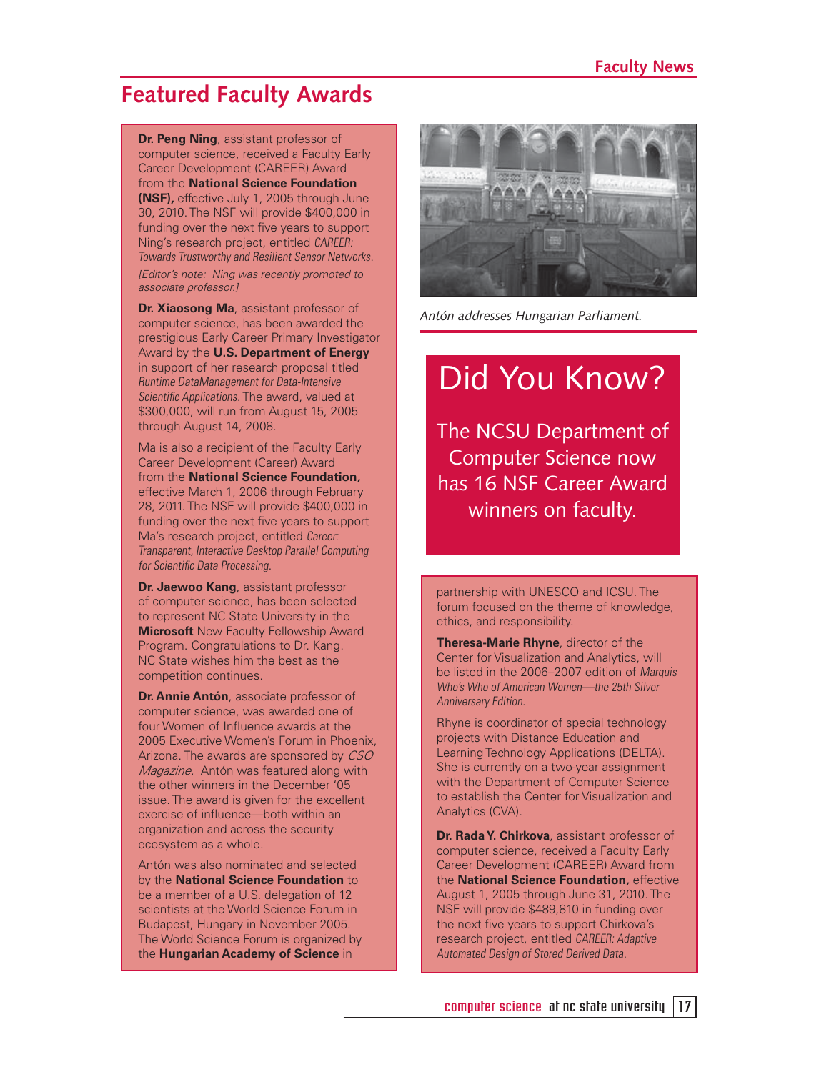# Featured Faculty Awards

**Dr. Peng Ning**, assistant professor of computer science, received a Faculty Early Career Development (CAREER) Award from the **National Science Foundation (NSF),** effective July 1, 2005 through June 30, 2010. The NSF will provide $400,000 in funding over the next five years to support Ning's research project, entitled *CAREER: Towards Trustworthy and Resilient Sensor Networks.*

*[Editor's note: Ning was recently promoted to associate professor.]*

**Dr. Xiaosong Ma**, assistant professor of computer science, has been awarded the prestigious Early Career Primary Investigator Award by the **U.S. Department of Energy** in support of her research proposal titled *Runtime DataManagement for Data-Intensive Scientific Applications.* The award, valued at $300,000, will run from August 15, 2005 through August 14, 2008.

Ma is also a recipient of the Faculty Early Career Development (Career) Award from the **National Science Foundation,** effective March 1, 2006 through February 28, 2011. The NSF will provide $400,000 in funding over the next five years to support Ma's research project, entitled *Career: Transparent, Interactive Desktop Parallel Computing for Scientific Data Processing.*

**Dr. Jaewoo Kang**, assistant professor of computer science, has been selected to represent NC State University in the **Microsoft** New Faculty Fellowship Award Program. Congratulations to Dr. Kang. NC State wishes him the best as the competition continues.

**Dr. Annie Antón**, associate professor of computer science, was awarded one of four Women of Influence awards at the 2005 Executive Women's Forum in Phoenix, Arizona. The awards are sponsored by *CSO Magazine*. Antón was featured along with the other winners in the December '05 issue. The award is given for the excellent exercise of influence—both within an organization and across the security ecosystem as a whole.

Antón was also nominated and selected by the **National Science Foundation** to be a member of a U.S. delegation of 12 scientists at the World Science Forum in Budapest, Hungary in November 2005. The World Science Forum is organized by the **Hungarian Academy of Science** in partnership with UNESCO and ICSU. The forum focused on the theme of knowledge, ethics, and responsibility.

*Antón addresses Hungarian Parliament.*

## Did You Know?

The NCSU Department of Computer Science now has 16 NSF Career Award winners on faculty.

**Theresa-Marie Rhyne**, director of the Center for Visualization and Analytics, will be listed in the 2006–2007 edition of *Marquis Who's Who of American Women—the 25th Silver Anniversary Edition.*

Rhyne is coordinator of special technology projects with Distance Education and Learning Technology Applications (DELTA). She is currently on a two-year assignment with the Department of Computer Science to establish the Center for Visualization and Analytics (CVA).

**Dr. Rada Y. Chirkova**, assistant professor of computer science, received a Faculty Early Career Development (CAREER) Award from the **National Science Foundation,** effective August 1, 2005 through June 31, 2010. The NSF will provide $489,810 in funding over the next five years to support Chirkova's research project, entitled *CAREER: Adaptive Automated Design of Stored Derived Data.*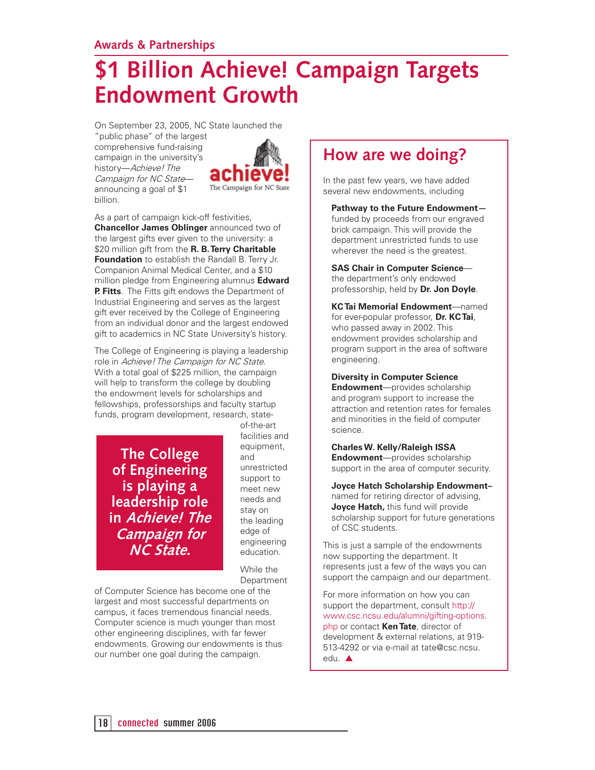Awards & Partnerships

# $1 Billion Achieve! Campaign Targets Endowment Growth

On September 23, 2005, NC State launched the "public phase" of the largest comprehensive fund-raising campaign in the university's history—*Achieve! The Campaign for NC State*—announcing a goal of $1 billion.

achieve! The Campaign for NC State

As a part of campaign kick-off festivities, **Chancellor James Oblinger** announced two of the largest gifts ever given to the university: a $20 million gift from the **R. B. Terry Charitable Foundation** to establish the Randall B. Terry Jr. Companion Animal Medical Center, and a $10 million pledge from Engineering alumnus **Edward P. Fitts**. The Fitts gift endows the Department of Industrial Engineering and serves as the largest gift ever received by the College of Engineering from an individual donor and the largest endowed gift to academics in NC State University's history.

The College of Engineering is playing a leadership role in *Achieve! The Campaign for NC State*. With a total goal of $225 million, the campaign will help to transform the college by doubling the endowment levels for scholarships and fellowships, professorships and faculty startup funds, program development, research, state-of-the-art facilities and equipment, and unrestricted support to meet new needs and stay on the leading edge of engineering education.

> **The College of Engineering is playing a leadership role in *Achieve! The Campaign for NC State*.**

While the Department of Computer Science has become one of the largest and most successful departments on campus, it faces tremendous financial needs. Computer science is much younger than most other engineering disciplines, with far fewer endowments. Growing our endowments is thus our number one goal during the campaign.

## How are we doing?

In the past few years, we have added several new endowments, including

**Pathway to the Future Endowment**—funded by proceeds from our engraved brick campaign. This will provide the department unrestricted funds to use wherever the need is the greatest.

**SAS Chair in Computer Science**—the department's only endowed professorship, held by **Dr. Jon Doyle**.

**KC Tai Memorial Endowment**—named for ever-popular professor, **Dr. KC Tai**, who passed away in 2002. This endowment provides scholarship and program support in the area of software engineering.

**Diversity in Computer Science Endowment**—provides scholarship and program support to increase the attraction and retention rates for females and minorities in the field of computer science.

**Charles W. Kelly/Raleigh ISSA Endowment**—provides scholarship support in the area of computer security.

**Joyce Hatch Scholarship Endowment**–named for retiring director of advising, **Joyce Hatch,** this fund will provide scholarship support for future generations of CSC students.

This is just a sample of the endowments now supporting the department. It represents just a few of the ways you can support the campaign and our department.

For more information on how you can support the department, consult http://www.csc.ncsu.edu/alumni/gifting-options.php or contact **Ken Tate**, director of development & external relations, at 919-513-4292 or via e-mail at tate@csc.ncsu.edu. ▲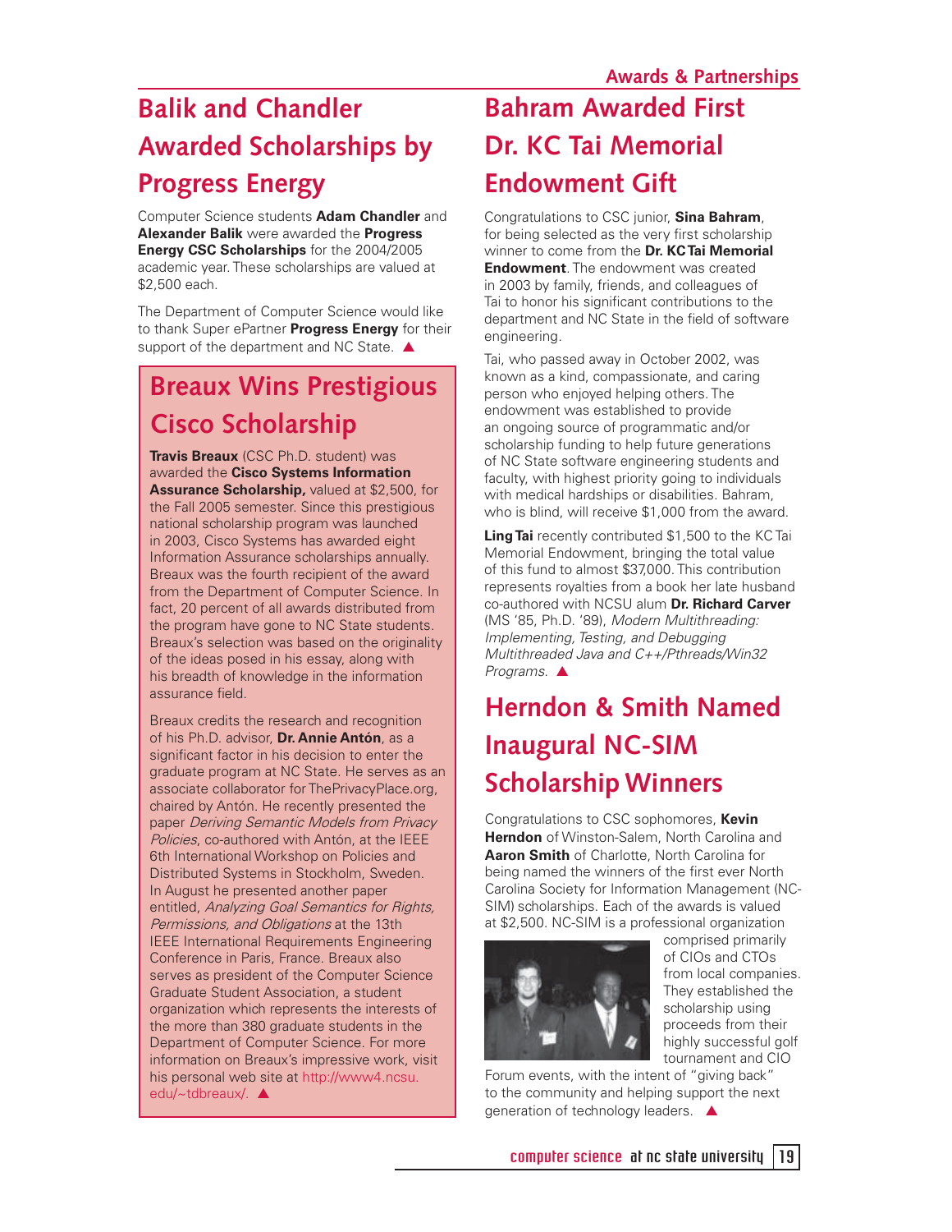## Balik and Chandler Awarded Scholarships by Progress Energy

Computer Science students **Adam Chandler** and **Alexander Balik** were awarded the **Progress Energy CSC Scholarships** for the 2004/2005 academic year. These scholarships are valued at $2,500 each.

The Department of Computer Science would like to thank Super ePartner **Progress Energy** for their support of the department and NC State. ▲

## Breaux Wins Prestigious Cisco Scholarship

**Travis Breaux** (CSC Ph.D. student) was awarded the **Cisco Systems Information Assurance Scholarship,** valued at $2,500, for the Fall 2005 semester. Since this prestigious national scholarship program was launched in 2003, Cisco Systems has awarded eight Information Assurance scholarships annually. Breaux was the fourth recipient of the award from the Department of Computer Science. In fact, 20 percent of all awards distributed from the program have gone to NC State students. Breaux's selection was based on the originality of the ideas posed in his essay, along with his breadth of knowledge in the information assurance field.

Breaux credits the research and recognition of his Ph.D. advisor, **Dr. Annie Antón**, as a significant factor in his decision to enter the graduate program at NC State. He serves as an associate collaborator for ThePrivacyPlace.org, chaired by Antón. He recently presented the paper *Deriving Semantic Models from Privacy Policies*, co-authored with Antón, at the IEEE 6th International Workshop on Policies and Distributed Systems in Stockholm, Sweden. In August he presented another paper entitled, *Analyzing Goal Semantics for Rights, Permissions, and Obligations* at the 13th IEEE International Requirements Engineering Conference in Paris, France. Breaux also serves as president of the Computer Science Graduate Student Association, a student organization which represents the interests of the more than 380 graduate students in the Department of Computer Science. For more information on Breaux's impressive work, visit his personal web site at http://www4.ncsu.edu/~tdbreaux/. ▲

## Bahram Awarded First Dr. KC Tai Memorial Endowment Gift

Congratulations to CSC junior, **Sina Bahram**, for being selected as the very first scholarship winner to come from the **Dr. KC Tai Memorial Endowment**. The endowment was created in 2003 by family, friends, and colleagues of Tai to honor his significant contributions to the department and NC State in the field of software engineering.

Tai, who passed away in October 2002, was known as a kind, compassionate, and caring person who enjoyed helping others. The endowment was established to provide an ongoing source of programmatic and/or scholarship funding to help future generations of NC State software engineering students and faculty, with highest priority going to individuals with medical hardships or disabilities. Bahram, who is blind, will receive $1,000 from the award.

**Ling Tai** recently contributed $1,500 to the KC Tai Memorial Endowment, bringing the total value of this fund to almost $37,000. This contribution represents royalties from a book her late husband co-authored with NCSU alum **Dr. Richard Carver** (MS '85, Ph.D. '89), *Modern Multithreading: Implementing, Testing, and Debugging Multithreaded Java and C++/Pthreads/Win32 Programs*. ▲

## Herndon & Smith Named Inaugural NC-SIM Scholarship Winners

Congratulations to CSC sophomores, **Kevin Herndon** of Winston-Salem, North Carolina and **Aaron Smith** of Charlotte, North Carolina for being named the winners of the first ever North Carolina Society for Information Management (NC-SIM) scholarships. Each of the awards is valued at $2,500. NC-SIM is a professional organization comprised primarily of CIOs and CTOs from local companies. They established the scholarship using proceeds from their highly successful golf tournament and CIO Forum events, with the intent of "giving back" to the community and helping support the next generation of technology leaders. ▲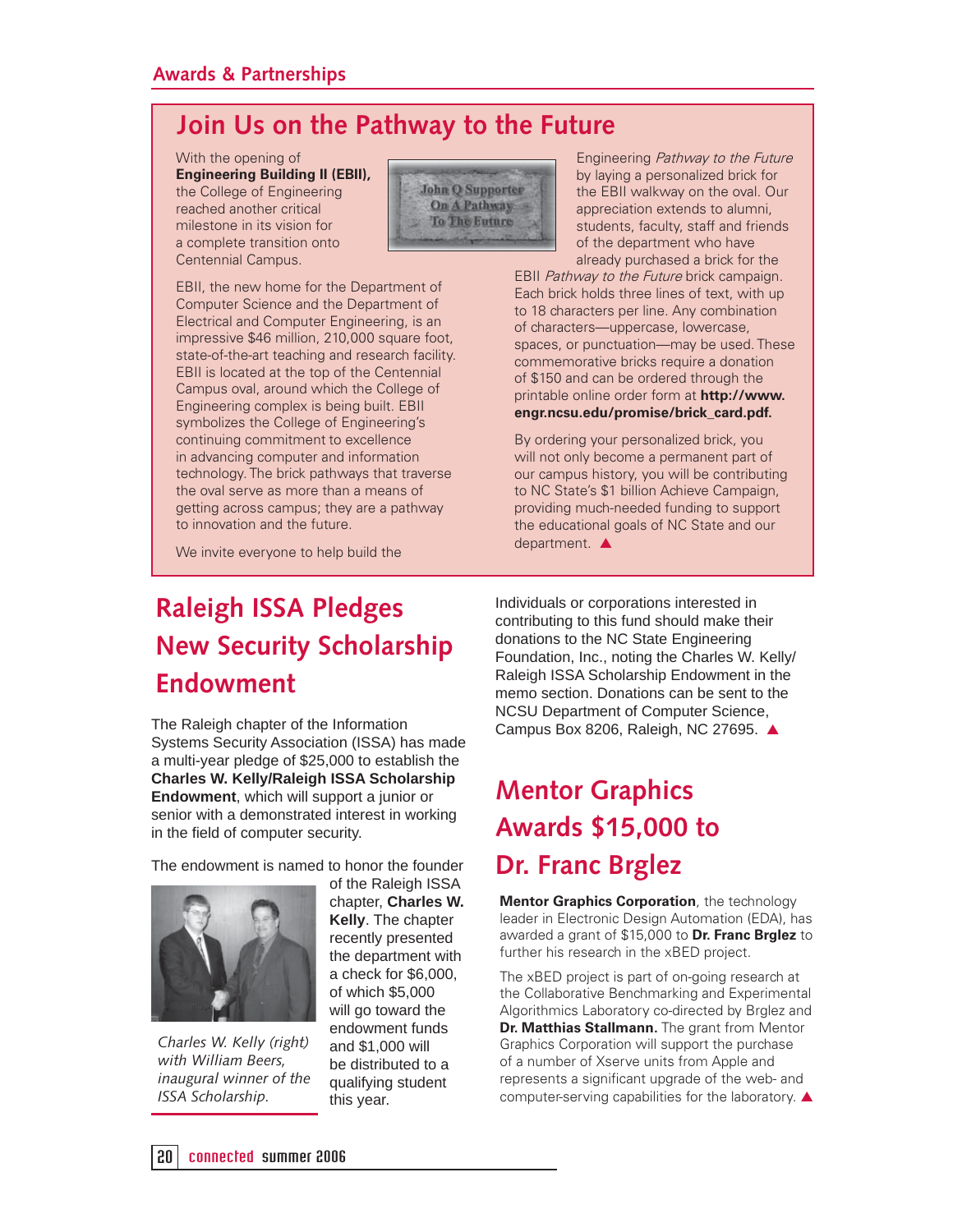## Awards & Partnerships

# Join Us on the Pathway to the Future

With the opening of **Engineering Building II (EBII),** the College of Engineering reached another critical milestone in its vision for a complete transition onto Centennial Campus.

EBII, the new home for the Department of Computer Science and the Department of Electrical and Computer Engineering, is an impressive $46 million, 210,000 square foot, state-of-the-art teaching and research facility. EBII is located at the top of the Centennial Campus oval, around which the College of Engineering complex is being built. EBII symbolizes the College of Engineering's continuing commitment to excellence in advancing computer and information technology. The brick pathways that traverse the oval serve as more than a means of getting across campus; they are a pathway to innovation and the future.

We invite everyone to help build the Engineering *Pathway to the Future* by laying a personalized brick for the EBII walkway on the oval. Our appreciation extends to alumni, students, faculty, staff and friends of the department who have already purchased a brick for the EBII *Pathway to the Future* brick campaign. Each brick holds three lines of text, with up to 18 characters per line. Any combination of characters—uppercase, lowercase, spaces, or punctuation—may be used. These commemorative bricks require a donation of $150 and can be ordered through the printable online order form at **http://www.engr.ncsu.edu/promise/brick_card.pdf.**

By ordering your personalized brick, you will not only become a permanent part of our campus history, you will be contributing to NC State's $1 billion Achieve Campaign, providing much-needed funding to support the educational goals of NC State and our department. ▲

# Raleigh ISSA Pledges New Security Scholarship Endowment

The Raleigh chapter of the Information Systems Security Association (ISSA) has made a multi-year pledge of $25,000 to establish the **Charles W. Kelly/Raleigh ISSA Scholarship Endowment**, which will support a junior or senior with a demonstrated interest in working in the field of computer security.

The endowment is named to honor the founder of the Raleigh ISSA chapter, **Charles W. Kelly**. The chapter recently presented the department with a check for $6,000, of which $5,000 will go toward the endowment funds and $1,000 will be distributed to a qualifying student this year.

*Charles W. Kelly (right) with William Beers, inaugural winner of the ISSA Scholarship.*

Individuals or corporations interested in contributing to this fund should make their donations to the NC State Engineering Foundation, Inc., noting the Charles W. Kelly/Raleigh ISSA Scholarship Endowment in the memo section. Donations can be sent to the NCSU Department of Computer Science, Campus Box 8206, Raleigh, NC 27695. ▲

# Mentor Graphics Awards $15,000 to Dr. Franc Brglez

**Mentor Graphics Corporation**, the technology leader in Electronic Design Automation (EDA), has awarded a grant of $15,000 to **Dr. Franc Brglez** to further his research in the xBED project.

The xBED project is part of on-going research at the Collaborative Benchmarking and Experimental Algorithmics Laboratory co-directed by Brglez and **Dr. Matthias Stallmann.** The grant from Mentor Graphics Corporation will support the purchase of a number of Xserve units from Apple and represents a significant upgrade of the web- and computer-serving capabilities for the laboratory. ▲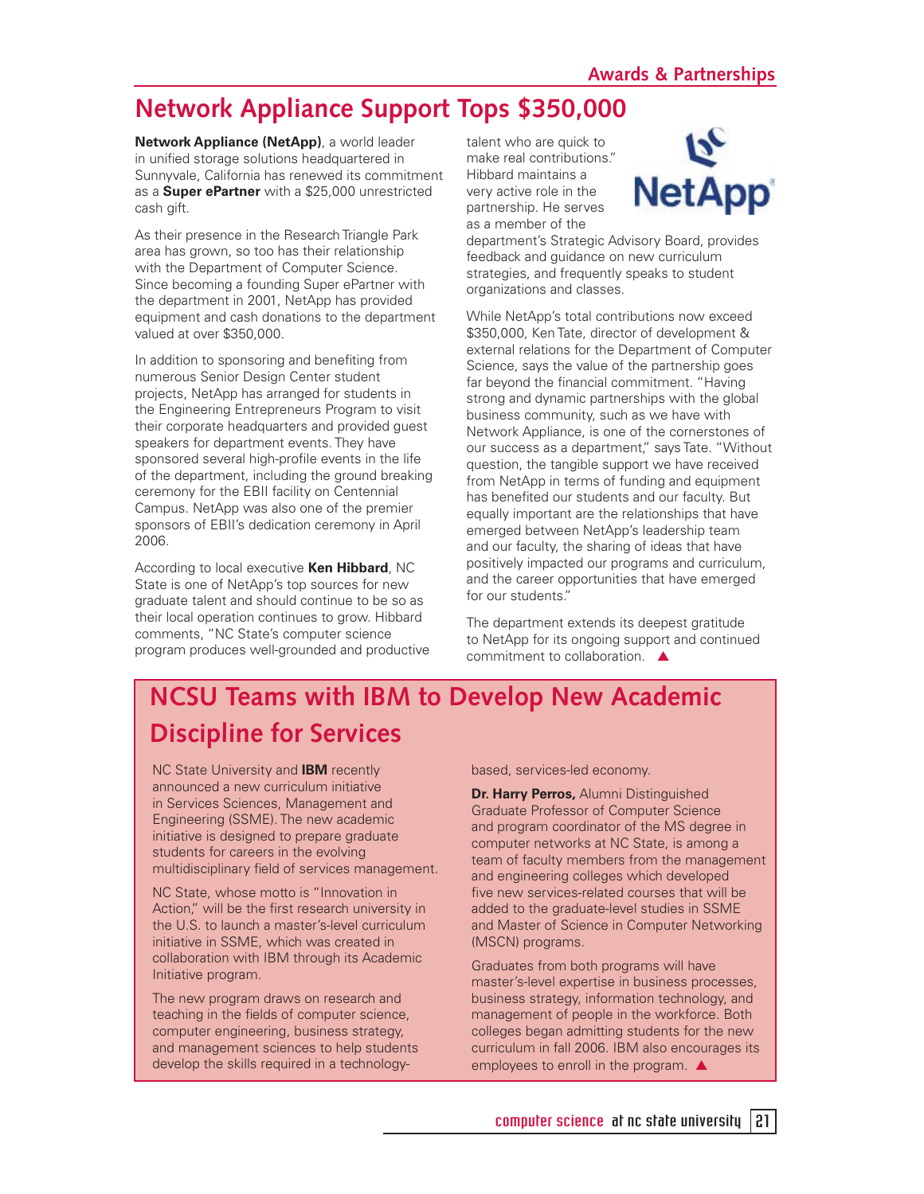## Network Appliance Support Tops $350,000

**Network Appliance (NetApp)**, a world leader in unified storage solutions headquartered in Sunnyvale, California has renewed its commitment as a **Super ePartner** with a $25,000 unrestricted cash gift.

As their presence in the Research Triangle Park area has grown, so too has their relationship with the Department of Computer Science. Since becoming a founding Super ePartner with the department in 2001, NetApp has provided equipment and cash donations to the department valued at over $350,000.

In addition to sponsoring and benefiting from numerous Senior Design Center student projects, NetApp has arranged for students in the Engineering Entrepreneurs Program to visit their corporate headquarters and provided guest speakers for department events. They have sponsored several high-profile events in the life of the department, including the ground breaking ceremony for the EBII facility on Centennial Campus. NetApp was also one of the premier sponsors of EBII's dedication ceremony in April 2006.

According to local executive **Ken Hibbard**, NC State is one of NetApp's top sources for new graduate talent and should continue to be so as their local operation continues to grow. Hibbard comments, "NC State's computer science program produces well-grounded and productive talent who are quick to make real contributions." Hibbard maintains a very active role in the partnership. He serves as a member of the department's Strategic Advisory Board, provides feedback and guidance on new curriculum strategies, and frequently speaks to student organizations and classes.

While NetApp's total contributions now exceed $350,000, Ken Tate, director of development & external relations for the Department of Computer Science, says the value of the partnership goes far beyond the financial commitment. "Having strong and dynamic partnerships with the global business community, such as we have with Network Appliance, is one of the cornerstones of our success as a department," says Tate. "Without question, the tangible support we have received from NetApp in terms of funding and equipment has benefited our students and our faculty. But equally important are the relationships that have emerged between NetApp's leadership team and our faculty, the sharing of ideas that have positively impacted our programs and curriculum, and the career opportunities that have emerged for our students."

The department extends its deepest gratitude to NetApp for its ongoing support and continued commitment to collaboration. ▲

## NCSU Teams with IBM to Develop New Academic Discipline for Services

NC State University and **IBM** recently announced a new curriculum initiative in Services Sciences, Management and Engineering (SSME). The new academic initiative is designed to prepare graduate students for careers in the evolving multidisciplinary field of services management.

NC State, whose motto is "Innovation in Action," will be the first research university in the U.S. to launch a master's-level curriculum initiative in SSME, which was created in collaboration with IBM through its Academic Initiative program.

The new program draws on research and teaching in the fields of computer science, computer engineering, business strategy, and management sciences to help students develop the skills required in a technology-based, services-led economy.

**Dr. Harry Perros,** Alumni Distinguished Graduate Professor of Computer Science and program coordinator of the MS degree in computer networks at NC State, is among a team of faculty members from the management and engineering colleges which developed five new services-related courses that will be added to the graduate-level studies in SSME and Master of Science in Computer Networking (MSCN) programs.

Graduates from both programs will have master's-level expertise in business processes, business strategy, information technology, and management of people in the workforce. Both colleges began admitting students for the new curriculum in fall 2006. IBM also encourages its employees to enroll in the program. ▲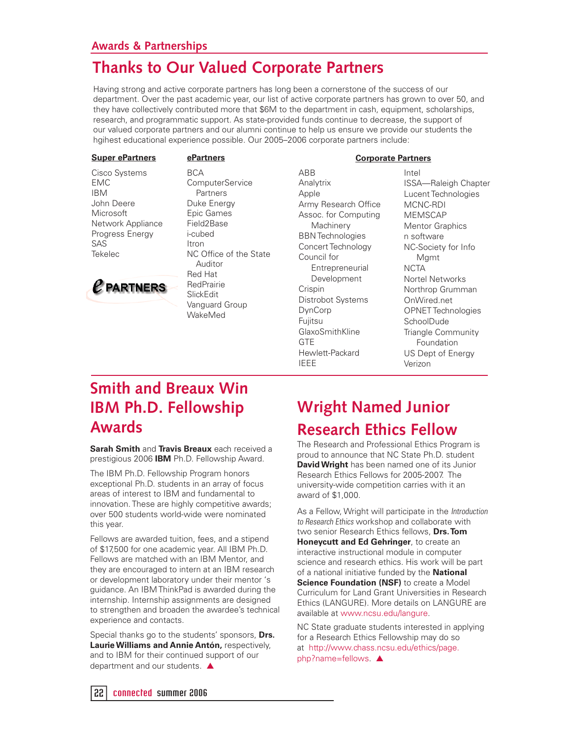Awards & Partnerships

# Thanks to Our Valued Corporate Partners

Having strong and active corporate partners has long been a cornerstone of the success of our department. Over the past academic year, our list of active corporate partners has grown to over 50, and they have collectively contributed more that $6M to the department in cash, equipment, scholarships, research, and programmatic support. As state-provided funds continue to decrease, the support of our valued corporate partners and our alumni continue to help us ensure we provide our students the hgihest educational experience possible. Our 2005–2006 corporate partners include:

**Super ePartners**

- Cisco Systems
- EMC
- IBM
- John Deere
- Microsoft
- Network Appliance
- Progress Energy
- SAS
- Tekelec

**ePartners**

- BCA
- ComputerService Partners
- Duke Energy
- Epic Games
- Field2Base
- i-cubed
- Itron
- NC Office of the State Auditor
- Red Hat
- RedPrairie
- SlickEdit
- Vanguard Group
- WakeMed

**Corporate Partners**

- ABB
- Analytrix
- Apple
- Army Research Office
- Assoc. for Computing Machinery
- BBN Technologies
- Concert Technology
- Council for Entrepreneurial Development
- Crispin
- Distrobot Systems
- DynCorp
- Fujitsu
- GlaxoSmithKline
- GTE
- Hewlett-Packard
- IEEE
- Intel
- ISSA—Raleigh Chapter
- Lucent Technologies
- MCNC-RDI
- MEMSCAP
- Mentor Graphics
- n software
- NC-Society for Info Mgmt
- NCTA
- Nortel Networks
- Northrop Grumman
- OnWired.net
- OPNET Technologies
- SchoolDude
- Triangle Community Foundation
- US Dept of Energy
- Verizon

# Smith and Breaux Win IBM Ph.D. Fellowship Awards

**Sarah Smith** and **Travis Breaux** each received a prestigious 2006 **IBM** Ph.D. Fellowship Award.

The IBM Ph.D. Fellowship Program honors exceptional Ph.D. students in an array of focus areas of interest to IBM and fundamental to innovation. These are highly competitive awards; over 500 students world-wide were nominated this year.

Fellows are awarded tuition, fees, and a stipend of $17,500 for one academic year. All IBM Ph.D. Fellows are matched with an IBM Mentor, and they are encouraged to intern at an IBM research or development laboratory under their mentor 's guidance. An IBM ThinkPad is awarded during the internship. Internship assignments are designed to strengthen and broaden the awardee's technical experience and contacts.

Special thanks go to the students' sponsors, **Drs. Laurie Williams and Annie Antón,** respectively, and to IBM for their continued support of our department and our students. ▲

# Wright Named Junior Research Ethics Fellow

The Research and Professional Ethics Program is proud to announce that NC State Ph.D. student **David Wright** has been named one of its Junior Research Ethics Fellows for 2005-2007. The university-wide competition carries with it an award of $1,000.

As a Fellow, Wright will participate in the *Introduction to Research Ethics* workshop and collaborate with two senior Research Ethics fellows, **Drs. Tom Honeycutt and Ed Gehringer**, to create an interactive instructional module in computer science and research ethics. His work will be part of a national initiative funded by the **National Science Foundation (NSF)** to create a Model Curriculum for Land Grant Universities in Research Ethics (LANGURE). More details on LANGURE are available at www.ncsu.edu/langure.

NC State graduate students interested in applying for a Research Ethics Fellowship may do so at http://www.chass.ncsu.edu/ethics/page.php?name=fellows. ▲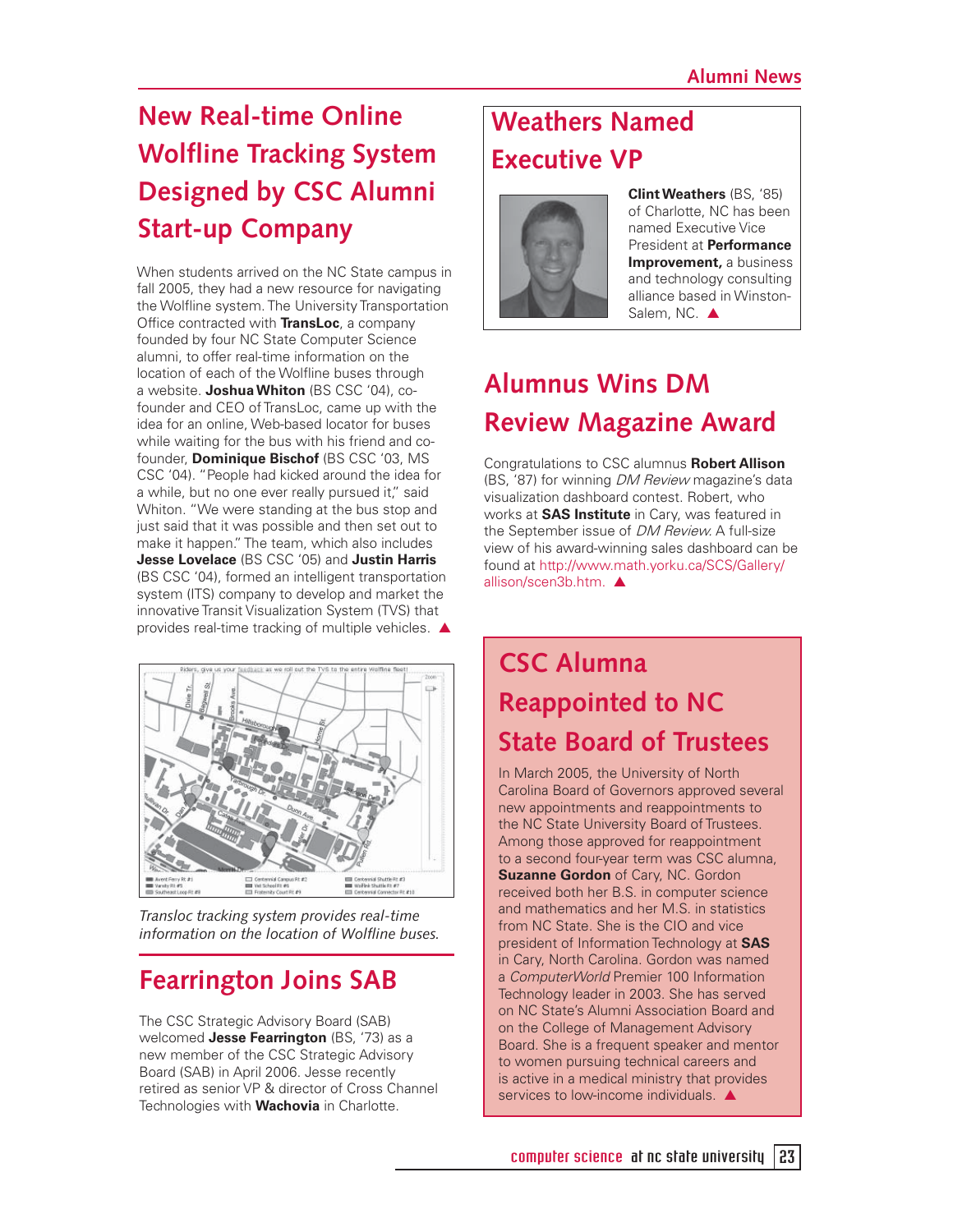## New Real-time Online Wolfline Tracking System Designed by CSC Alumni Start-up Company

When students arrived on the NC State campus in fall 2005, they had a new resource for navigating the Wolfline system. The University Transportation Office contracted with **TransLoc**, a company founded by four NC State Computer Science alumni, to offer real-time information on the location of each of the Wolfline buses through a website. **Joshua Whiton** (BS CSC '04), co-founder and CEO of TransLoc, came up with the idea for an online, Web-based locator for buses while waiting for the bus with his friend and co-founder, **Dominique Bischof** (BS CSC '03, MS CSC '04). "People had kicked around the idea for a while, but no one ever really pursued it," said Whiton. "We were standing at the bus stop and just said that it was possible and then set out to make it happen." The team, which also includes **Jesse Lovelace** (BS CSC '05) and **Justin Harris** (BS CSC '04), formed an intelligent transportation system (ITS) company to develop and market the innovative Transit Visualization System (TVS) that provides real-time tracking of multiple vehicles. ▲

*Transloc tracking system provides real-time information on the location of Wolfline buses.*

## Fearrington Joins SAB

The CSC Strategic Advisory Board (SAB) welcomed **Jesse Fearrington** (BS, '73) as a new member of the CSC Strategic Advisory Board (SAB) in April 2006. Jesse recently retired as senior VP & director of Cross Channel Technologies with **Wachovia** in Charlotte.

## Weathers Named Executive VP

**Clint Weathers** (BS, '85) of Charlotte, NC has been named Executive Vice President at **Performance Improvement,** a business and technology consulting alliance based in Winston-Salem, NC. ▲

## Alumnus Wins DM Review Magazine Award

Congratulations to CSC alumnus **Robert Allison** (BS, '87) for winning *DM Review* magazine's data visualization dashboard contest. Robert, who works at **SAS Institute** in Cary, was featured in the September issue of *DM Review*. A full-size view of his award-winning sales dashboard can be found at http://www.math.yorku.ca/SCS/Gallery/allison/scen3b.htm. ▲

## CSC Alumna Reappointed to NC State Board of Trustees

In March 2005, the University of North Carolina Board of Governors approved several new appointments and reappointments to the NC State University Board of Trustees. Among those approved for reappointment to a second four-year term was CSC alumna, **Suzanne Gordon** of Cary, NC. Gordon received both her B.S. in computer science and mathematics and her M.S. in statistics from NC State. She is the CIO and vice president of Information Technology at **SAS** in Cary, North Carolina. Gordon was named a *ComputerWorld* Premier 100 Information Technology leader in 2003. She has served on NC State's Alumni Association Board and on the College of Management Advisory Board. She is a frequent speaker and mentor to women pursuing technical careers and is active in a medical ministry that provides services to low-income individuals. ▲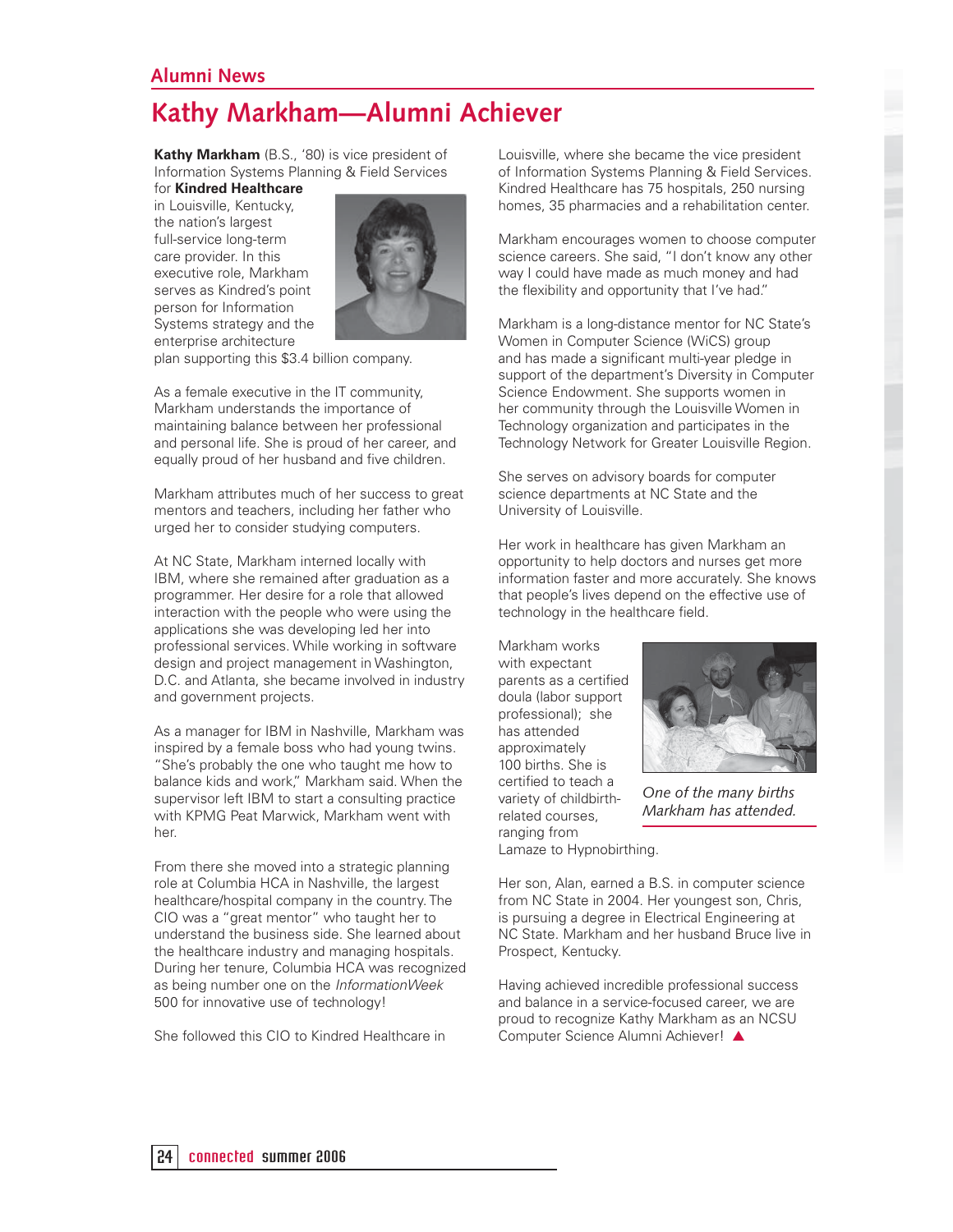Alumni News

# Kathy Markham—Alumni Achiever

**Kathy Markham** (B.S., '80) is vice president of Information Systems Planning & Field Services for **Kindred Healthcare** in Louisville, Kentucky, the nation's largest full-service long-term care provider. In this executive role, Markham serves as Kindred's point person for Information Systems strategy and the enterprise architecture plan supporting this $3.4 billion company.

As a female executive in the IT community, Markham understands the importance of maintaining balance between her professional and personal life. She is proud of her career, and equally proud of her husband and five children.

Markham attributes much of her success to great mentors and teachers, including her father who urged her to consider studying computers.

At NC State, Markham interned locally with IBM, where she remained after graduation as a programmer. Her desire for a role that allowed interaction with the people who were using the applications she was developing led her into professional services. While working in software design and project management in Washington, D.C. and Atlanta, she became involved in industry and government projects.

As a manager for IBM in Nashville, Markham was inspired by a female boss who had young twins. "She's probably the one who taught me how to balance kids and work," Markham said. When the supervisor left IBM to start a consulting practice with KPMG Peat Marwick, Markham went with her.

From there she moved into a strategic planning role at Columbia HCA in Nashville, the largest healthcare/hospital company in the country. The CIO was a "great mentor" who taught her to understand the business side. She learned about the healthcare industry and managing hospitals. During her tenure, Columbia HCA was recognized as being number one on the *InformationWeek* 500 for innovative use of technology!

She followed this CIO to Kindred Healthcare in Louisville, where she became the vice president of Information Systems Planning & Field Services. Kindred Healthcare has 75 hospitals, 250 nursing homes, 35 pharmacies and a rehabilitation center.

Markham encourages women to choose computer science careers. She said, "I don't know any other way I could have made as much money and had the flexibility and opportunity that I've had."

Markham is a long-distance mentor for NC State's Women in Computer Science (WiCS) group and has made a significant multi-year pledge in support of the department's Diversity in Computer Science Endowment. She supports women in her community through the Louisville Women in Technology organization and participates in the Technology Network for Greater Louisville Region.

She serves on advisory boards for computer science departments at NC State and the University of Louisville.

Her work in healthcare has given Markham an opportunity to help doctors and nurses get more information faster and more accurately. She knows that people's lives depend on the effective use of technology in the healthcare field.

Markham works with expectant parents as a certified doula (labor support professional); she has attended approximately 100 births. She is certified to teach a variety of childbirth-related courses, ranging from Lamaze to Hypnobirthing.

*One of the many births Markham has attended.*

Her son, Alan, earned a B.S. in computer science from NC State in 2004. Her youngest son, Chris, is pursuing a degree in Electrical Engineering at NC State. Markham and her husband Bruce live in Prospect, Kentucky.

Having achieved incredible professional success and balance in a service-focused career, we are proud to recognize Kathy Markham as an NCSU Computer Science Alumni Achiever! ▲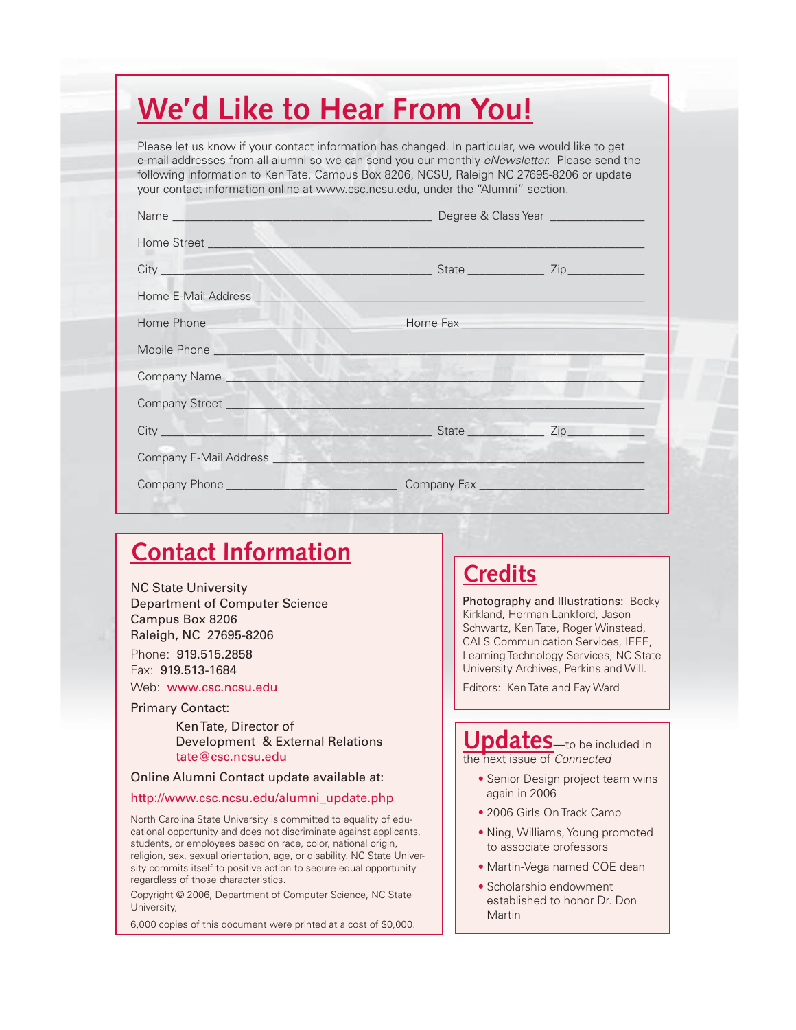# We'd Like to Hear From You!

Please let us know if your contact information has changed. In particular, we would like to get e-mail addresses from all alumni so we can send you our monthly *eNewsletter*. Please send the following information to Ken Tate, Campus Box 8206, NCSU, Raleigh NC 27695-8206 or update your contact information online at www.csc.ncsu.edu, under the "Alumni" section.

Name ________________________________________ Degree & Class Year _______________

Home Street ________________________________________________________________

City ________________________________________ State ____________ Zip ____________

Home E-Mail Address _________________________________________________________

Home Phone ____________________________ Home Fax ____________________________

Mobile Phone ________________________________________________________________

Company Name _______________________________________________________________

Company Street ______________________________________________________________

City ________________________________________ State ____________ Zip ____________

Company E-Mail Address ______________________________________________________

Company Phone __________________________ Company Fax __________________________

## Contact Information

NC State University  
Department of Computer Science  
Campus Box 8206  
Raleigh, NC 27695-8206

Phone: 919.515.2858  
Fax: 919.513-1684  
Web: www.csc.ncsu.edu

Primary Contact:

Ken Tate, Director of  
Development & External Relations  
tate@csc.ncsu.edu

Online Alumni Contact update available at:

http://www.csc.ncsu.edu/alumni_update.php

North Carolina State University is committed to equality of educational opportunity and does not discriminate against applicants, students, or employees based on race, color, national origin, religion, sex, sexual orientation, age, or disability. NC State University commits itself to positive action to secure equal opportunity regardless of those characteristics.

Copyright © 2006, Department of Computer Science, NC State University,

6,000 copies of this document were printed at a cost of $0,000.

## Credits

**Photography and Illustrations:** Becky Kirkland, Herman Lankford, Jason Schwartz, Ken Tate, Roger Winstead, CALS Communication Services, IEEE, Learning Technology Services, NC State University Archives, Perkins and Will.

Editors: Ken Tate and Fay Ward

## Updates—to be included in the next issue of *Connected*

- Senior Design project team wins again in 2006
- 2006 Girls On Track Camp
- Ning, Williams, Young promoted to associate professors
- Martin-Vega named COE dean
- Scholarship endowment established to honor Dr. Don Martin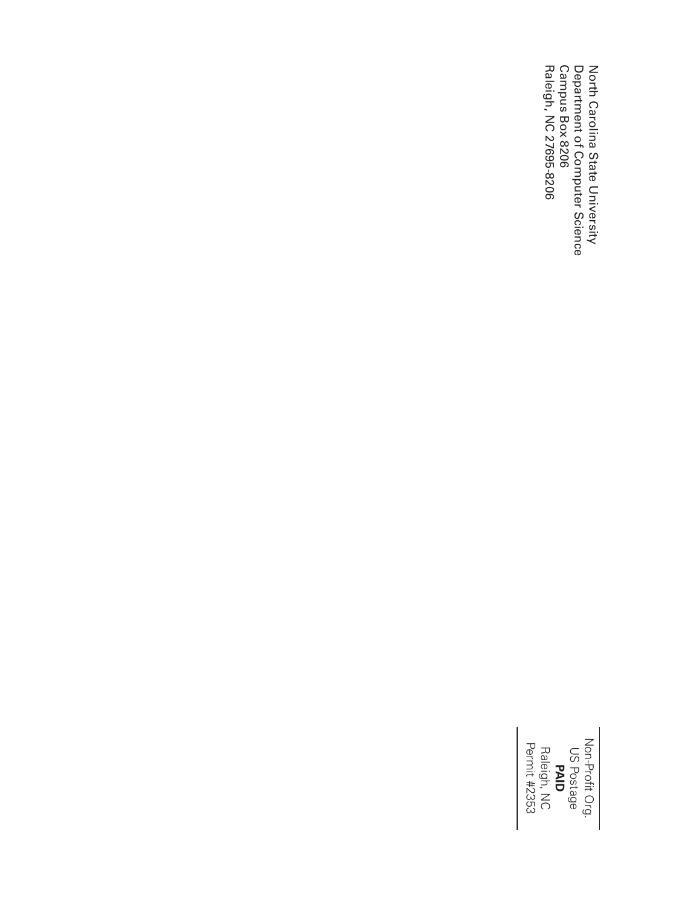North Carolina State University
Department of Computer Science
Campus Box 8206
Raleigh, NC 27695-8206

Non-Profit Org.
US Postage
**PAID**
Raleigh, NC
Permit #2353